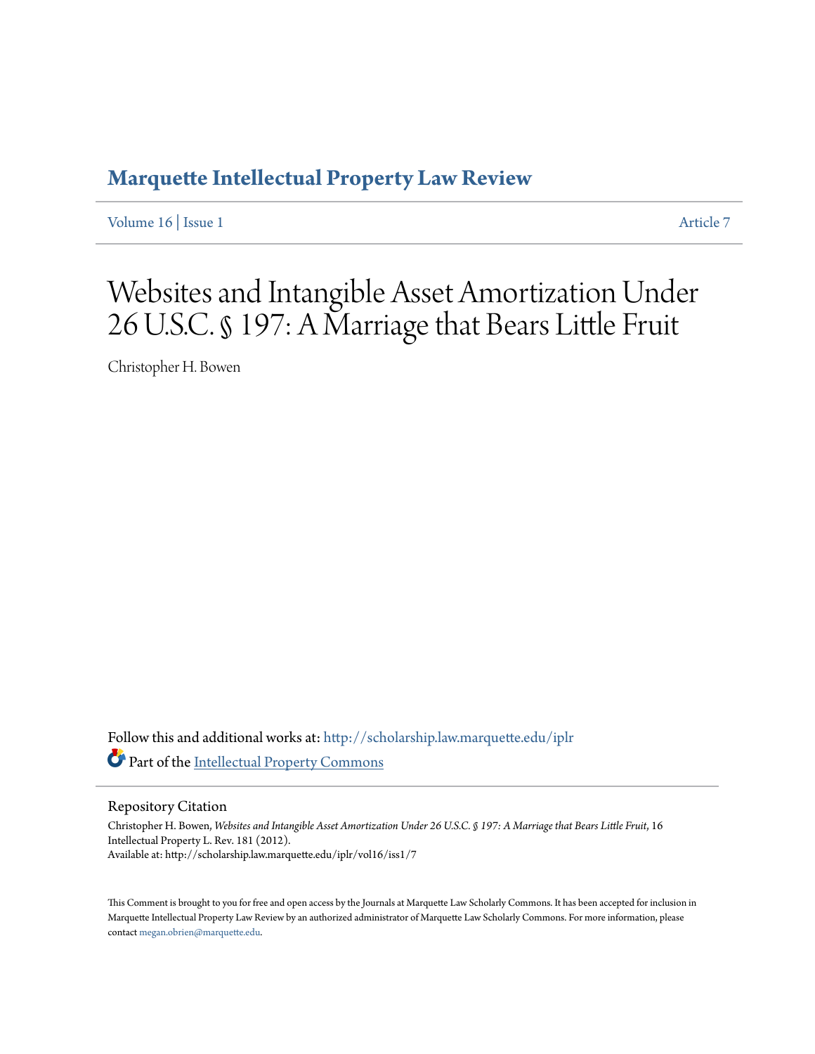# Marquette Intellectual Property Law Review

Volume 16 | Issue 1 — Article 7

# Websites and Intangible Asset Amortization Under 26 U.S.C. § 197: A Marriage that Bears Little Fruit

Christopher H. Bowen

Follow this and additional works at: http://scholarship.law.marquette.edu/iplr

Part of the Intellectual Property Commons

## Repository Citation

Christopher H. Bowen, *Websites and Intangible Asset Amortization Under 26 U.S.C. § 197: A Marriage that Bears Little Fruit*, 16 Intellectual Property L. Rev. 181 (2012).
Available at: http://scholarship.law.marquette.edu/iplr/vol16/iss1/7

This Comment is brought to you for free and open access by the Journals at Marquette Law Scholarly Commons. It has been accepted for inclusion in Marquette Intellectual Property Law Review by an authorized administrator of Marquette Law Scholarly Commons. For more information, please contact megan.obrien@marquette.edu.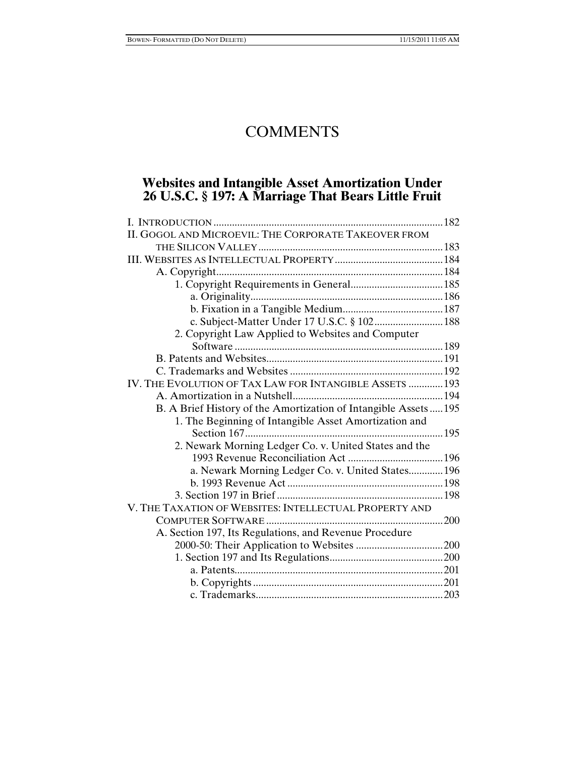# COMMENTS

## Websites and Intangible Asset Amortization Under 26 U.S.C. § 197: A Marriage That Bears Little Fruit

I. INTRODUCTION ......... 182
II. GOGOL AND MICROEVIL: THE CORPORATE TAKEOVER FROM THE SILICON VALLEY ......... 183
III. WEBSITES AS INTELLECTUAL PROPERTY ......... 184
  A. Copyright ......... 184
    1. Copyright Requirements in General ......... 185
      a. Originality ......... 186
      b. Fixation in a Tangible Medium ......... 187
      c. Subject-Matter Under 17 U.S.C. § 102 ......... 188
    2. Copyright Law Applied to Websites and Computer Software ......... 189
  B. Patents and Websites ......... 191
  C. Trademarks and Websites ......... 192
IV. THE EVOLUTION OF TAX LAW FOR INTANGIBLE ASSETS ......... 193
  A. Amortization in a Nutshell ......... 194
  B. A Brief History of the Amortization of Intangible Assets ......... 195
    1. The Beginning of Intangible Asset Amortization and Section 167 ......... 195
    2. Newark Morning Ledger Co. v. United States and the 1993 Revenue Reconciliation Act ......... 196
      a. Newark Morning Ledger Co. v. United States ......... 196
      b. 1993 Revenue Act ......... 198
    3. Section 197 in Brief ......... 198
V. THE TAXATION OF WEBSITES: INTELLECTUAL PROPERTY AND COMPUTER SOFTWARE ......... 200
  A. Section 197, Its Regulations, and Revenue Procedure 2000-50: Their Application to Websites ......... 200
    1. Section 197 and Its Regulations ......... 200
      a. Patents ......... 201
      b. Copyrights ......... 201
      c. Trademarks ......... 203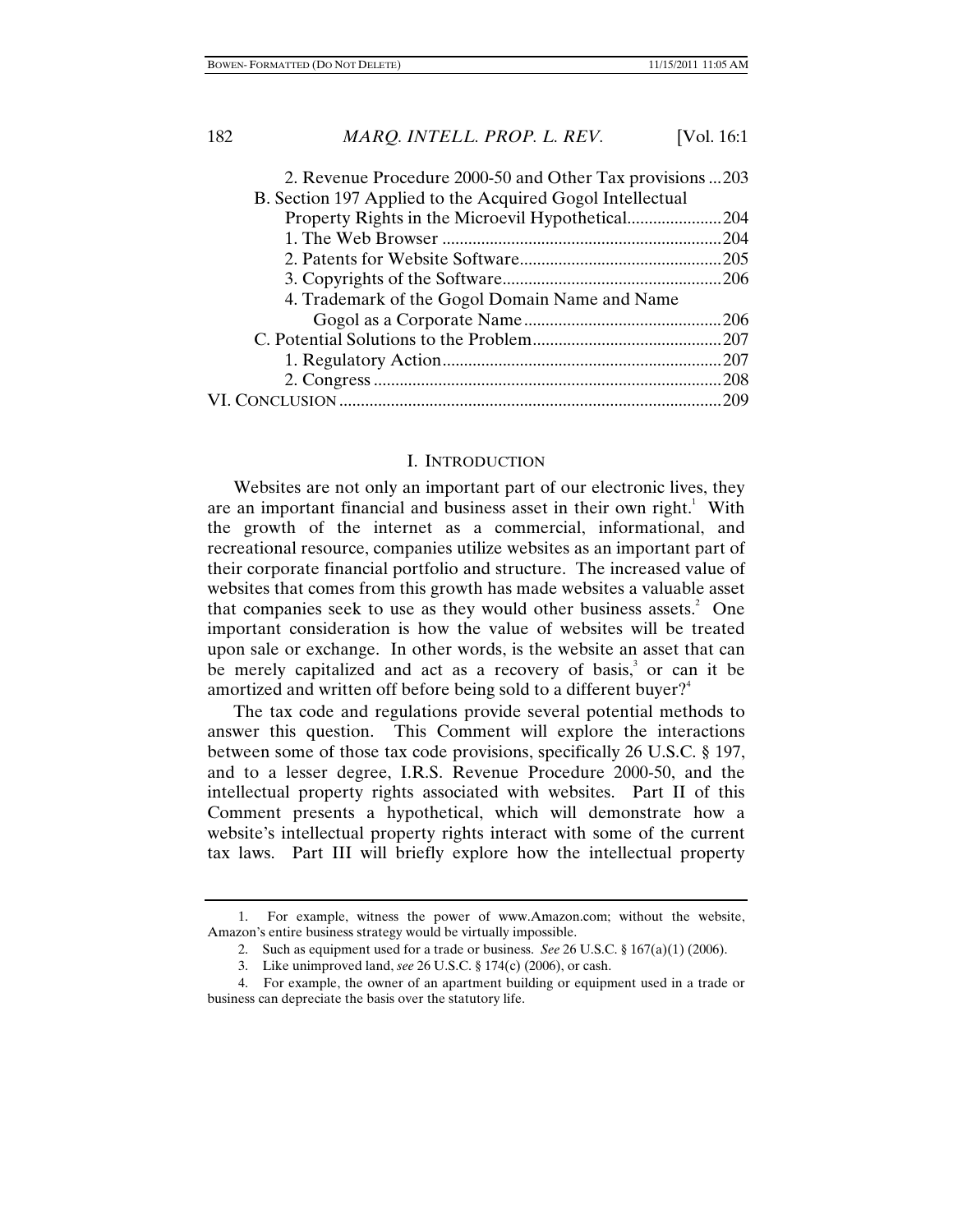2. Revenue Procedure 2000-50 and Other Tax provisions ... 203
B. Section 197 Applied to the Acquired Gogol Intellectual Property Rights in the Microevil Hypothetical ... 204
1. The Web Browser ... 204
2. Patents for Website Software ... 205
3. Copyrights of the Software ... 206
4. Trademark of the Gogol Domain Name and Name Gogol as a Corporate Name ... 206
C. Potential Solutions to the Problem ... 207
1. Regulatory Action ... 207
2. Congress ... 208
VI. CONCLUSION ... 209

## I. INTRODUCTION

Websites are not only an important part of our electronic lives, they are an important financial and business asset in their own right.[1] With the growth of the internet as a commercial, informational, and recreational resource, companies utilize websites as an important part of their corporate financial portfolio and structure. The increased value of websites that comes from this growth has made websites a valuable asset that companies seek to use as they would other business assets.[2] One important consideration is how the value of websites will be treated upon sale or exchange. In other words, is the website an asset that can be merely capitalized and act as a recovery of basis,[3] or can it be amortized and written off before being sold to a different buyer?[4]

The tax code and regulations provide several potential methods to answer this question. This Comment will explore the interactions between some of those tax code provisions, specifically 26 U.S.C. § 197, and to a lesser degree, I.R.S. Revenue Procedure 2000-50, and the intellectual property rights associated with websites. Part II of this Comment presents a hypothetical, which will demonstrate how a website's intellectual property rights interact with some of the current tax laws. Part III will briefly explore how the intellectual property

---

1. For example, witness the power of www.Amazon.com; without the website, Amazon's entire business strategy would be virtually impossible.

2. Such as equipment used for a trade or business. *See* 26 U.S.C. § 167(a)(1) (2006).

3. Like unimproved land, *see* 26 U.S.C. § 174(c) (2006), or cash.

4. For example, the owner of an apartment building or equipment used in a trade or business can depreciate the basis over the statutory life.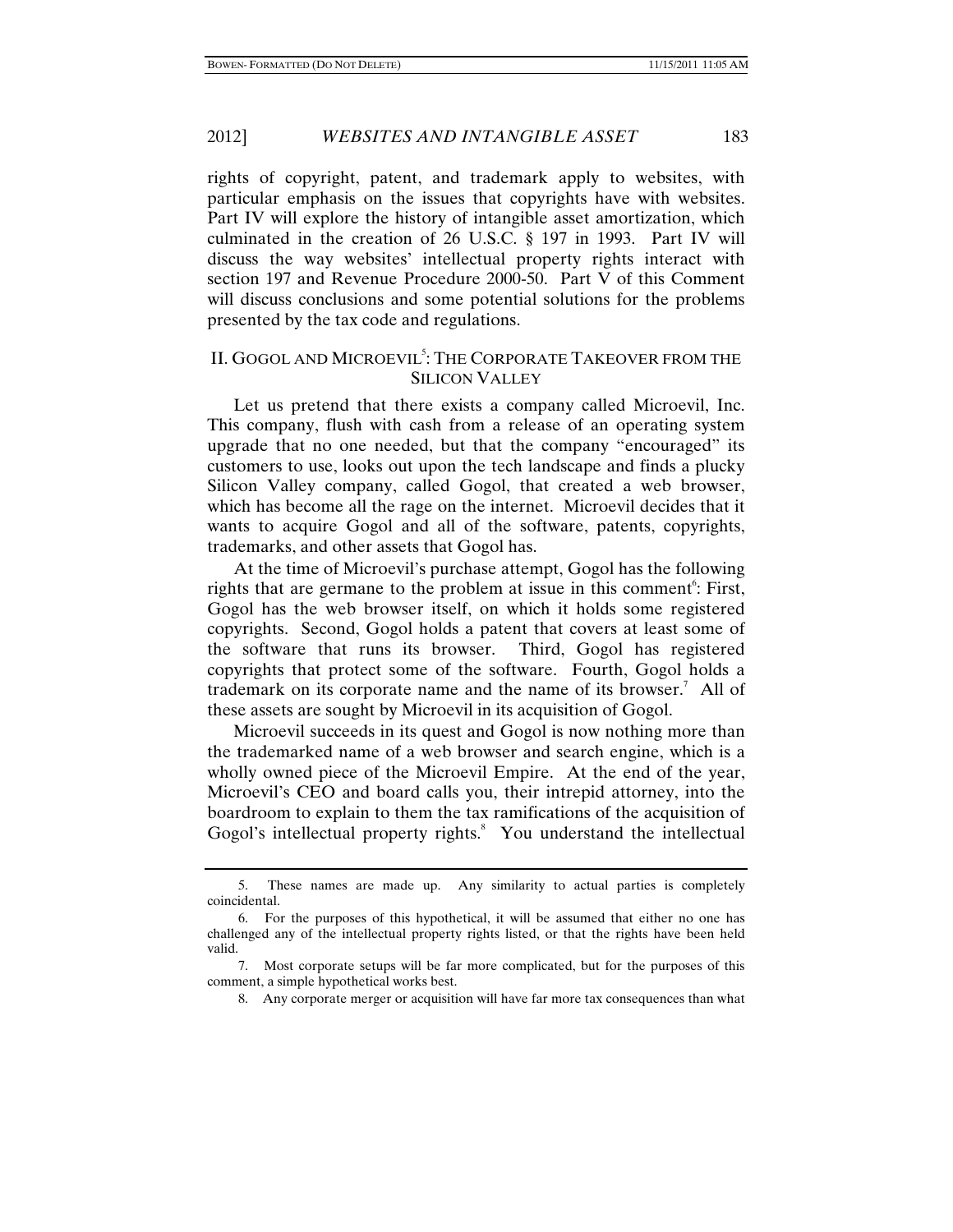rights of copyright, patent, and trademark apply to websites, with particular emphasis on the issues that copyrights have with websites. Part IV will explore the history of intangible asset amortization, which culminated in the creation of 26 U.S.C. § 197 in 1993. Part IV will discuss the way websites' intellectual property rights interact with section 197 and Revenue Procedure 2000-50. Part V of this Comment will discuss conclusions and some potential solutions for the problems presented by the tax code and regulations.

## II. GOGOL AND MICROEVIL[5]: THE CORPORATE TAKEOVER FROM THE SILICON VALLEY

Let us pretend that there exists a company called Microevil, Inc. This company, flush with cash from a release of an operating system upgrade that no one needed, but that the company "encouraged" its customers to use, looks out upon the tech landscape and finds a plucky Silicon Valley company, called Gogol, that created a web browser, which has become all the rage on the internet. Microevil decides that it wants to acquire Gogol and all of the software, patents, copyrights, trademarks, and other assets that Gogol has.

At the time of Microevil's purchase attempt, Gogol has the following rights that are germane to the problem at issue in this comment[6]: First, Gogol has the web browser itself, on which it holds some registered copyrights. Second, Gogol holds a patent that covers at least some of the software that runs its browser. Third, Gogol has registered copyrights that protect some of the software. Fourth, Gogol holds a trademark on its corporate name and the name of its browser.[7] All of these assets are sought by Microevil in its acquisition of Gogol.

Microevil succeeds in its quest and Gogol is now nothing more than the trademarked name of a web browser and search engine, which is a wholly owned piece of the Microevil Empire. At the end of the year, Microevil's CEO and board calls you, their intrepid attorney, into the boardroom to explain to them the tax ramifications of the acquisition of Gogol's intellectual property rights.[8] You understand the intellectual

---

5. These names are made up. Any similarity to actual parties is completely coincidental.

6. For the purposes of this hypothetical, it will be assumed that either no one has challenged any of the intellectual property rights listed, or that the rights have been held valid.

7. Most corporate setups will be far more complicated, but for the purposes of this comment, a simple hypothetical works best.

8. Any corporate merger or acquisition will have far more tax consequences than what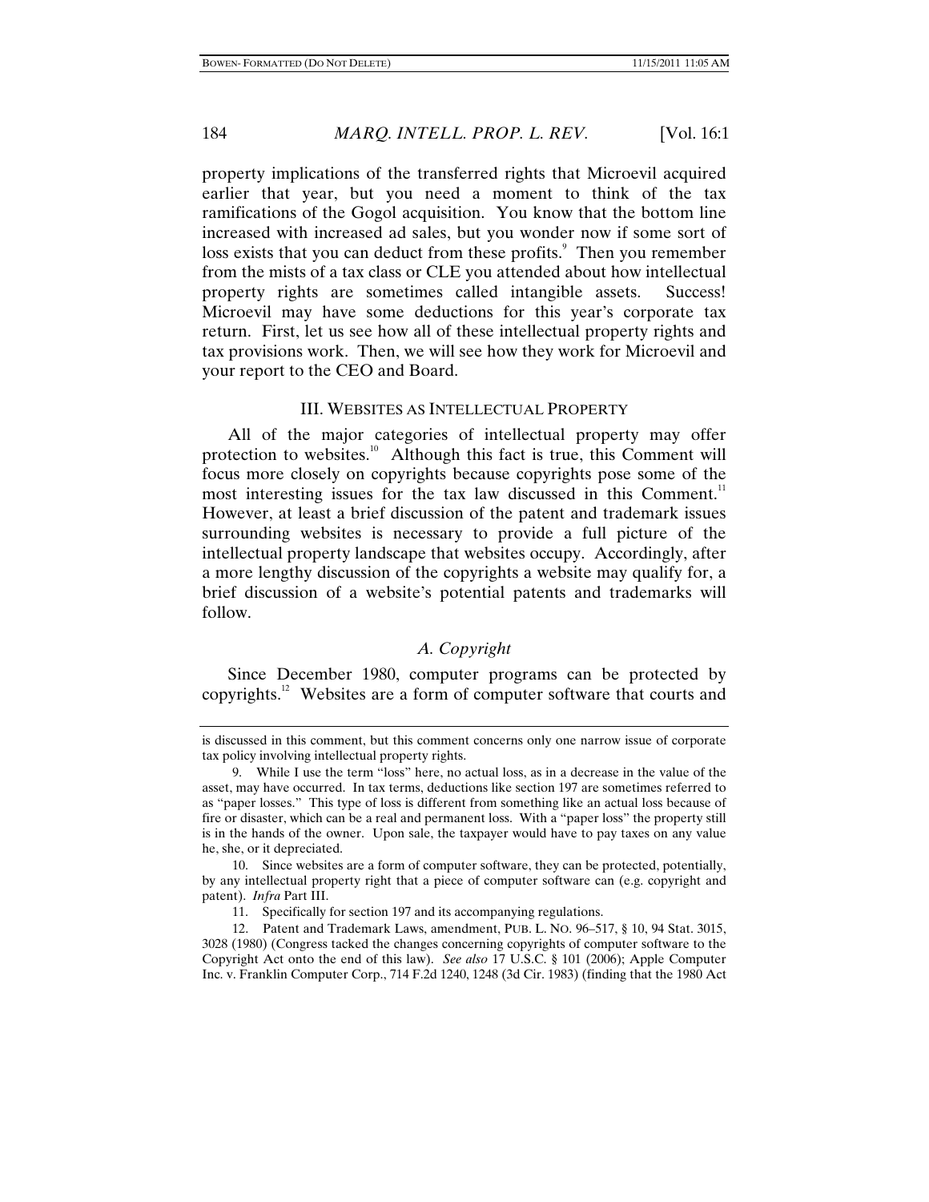property implications of the transferred rights that Microevil acquired earlier that year, but you need a moment to think of the tax ramifications of the Gogol acquisition. You know that the bottom line increased with increased ad sales, but you wonder now if some sort of loss exists that you can deduct from these profits.[9] Then you remember from the mists of a tax class or CLE you attended about how intellectual property rights are sometimes called intangible assets. Success! Microevil may have some deductions for this year's corporate tax return. First, let us see how all of these intellectual property rights and tax provisions work. Then, we will see how they work for Microevil and your report to the CEO and Board.

## III. Websites as Intellectual Property

All of the major categories of intellectual property may offer protection to websites.[10] Although this fact is true, this Comment will focus more closely on copyrights because copyrights pose some of the most interesting issues for the tax law discussed in this Comment.[11] However, at least a brief discussion of the patent and trademark issues surrounding websites is necessary to provide a full picture of the intellectual property landscape that websites occupy. Accordingly, after a more lengthy discussion of the copyrights a website may qualify for, a brief discussion of a website's potential patents and trademarks will follow.

### *A. Copyright*

Since December 1980, computer programs can be protected by copyrights.[12] Websites are a form of computer software that courts and

---

is discussed in this comment, but this comment concerns only one narrow issue of corporate tax policy involving intellectual property rights.

9. While I use the term "loss" here, no actual loss, as in a decrease in the value of the asset, may have occurred. In tax terms, deductions like section 197 are sometimes referred to as "paper losses." This type of loss is different from something like an actual loss because of fire or disaster, which can be a real and permanent loss. With a "paper loss" the property still is in the hands of the owner. Upon sale, the taxpayer would have to pay taxes on any value he, she, or it depreciated.

10. Since websites are a form of computer software, they can be protected, potentially, by any intellectual property right that a piece of computer software can (e.g. copyright and patent). *Infra* Part III.

11. Specifically for section 197 and its accompanying regulations.

12. Patent and Trademark Laws, amendment, PUB. L. NO. 96–517, § 10, 94 Stat. 3015, 3028 (1980) (Congress tacked the changes concerning copyrights of computer software to the Copyright Act onto the end of this law). *See also* 17 U.S.C. § 101 (2006); Apple Computer Inc. v. Franklin Computer Corp., 714 F.2d 1240, 1248 (3d Cir. 1983) (finding that the 1980 Act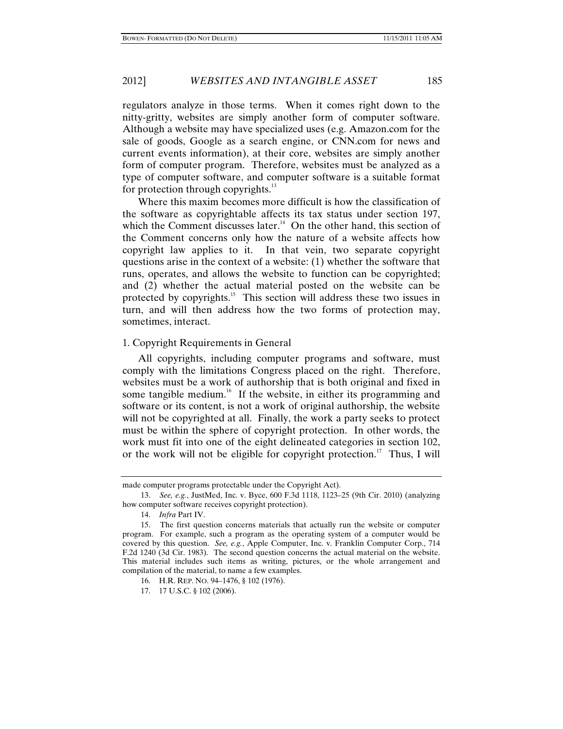regulators analyze in those terms. When it comes right down to the nitty-gritty, websites are simply another form of computer software. Although a website may have specialized uses (e.g. Amazon.com for the sale of goods, Google as a search engine, or CNN.com for news and current events information), at their core, websites are simply another form of computer program. Therefore, websites must be analyzed as a type of computer software, and computer software is a suitable format for protection through copyrights.[13]

Where this maxim becomes more difficult is how the classification of the software as copyrightable affects its tax status under section 197, which the Comment discusses later.[14] On the other hand, this section of the Comment concerns only how the nature of a website affects how copyright law applies to it. In that vein, two separate copyright questions arise in the context of a website: (1) whether the software that runs, operates, and allows the website to function can be copyrighted; and (2) whether the actual material posted on the website can be protected by copyrights.[15] This section will address these two issues in turn, and will then address how the two forms of protection may, sometimes, interact.

### 1. Copyright Requirements in General

All copyrights, including computer programs and software, must comply with the limitations Congress placed on the right. Therefore, websites must be a work of authorship that is both original and fixed in some tangible medium.[16] If the website, in either its programming and software or its content, is not a work of original authorship, the website will not be copyrighted at all. Finally, the work a party seeks to protect must be within the sphere of copyright protection. In other words, the work must fit into one of the eight delineated categories in section 102, or the work will not be eligible for copyright protection.[17] Thus, I will

---

made computer programs protectable under the Copyright Act).

13. *See, e.g.*, JustMed, Inc. v. Byce, 600 F.3d 1118, 1123–25 (9th Cir. 2010) (analyzing how computer software receives copyright protection).

14. *Infra* Part IV.

15. The first question concerns materials that actually run the website or computer program. For example, such a program as the operating system of a computer would be covered by this question. *See, e.g.*, Apple Computer, Inc. v. Franklin Computer Corp., 714 F.2d 1240 (3d Cir. 1983). The second question concerns the actual material on the website. This material includes such items as writing, pictures, or the whole arrangement and compilation of the material, to name a few examples.

16. H.R. REP. NO. 94–1476, § 102 (1976).

17. 17 U.S.C. § 102 (2006).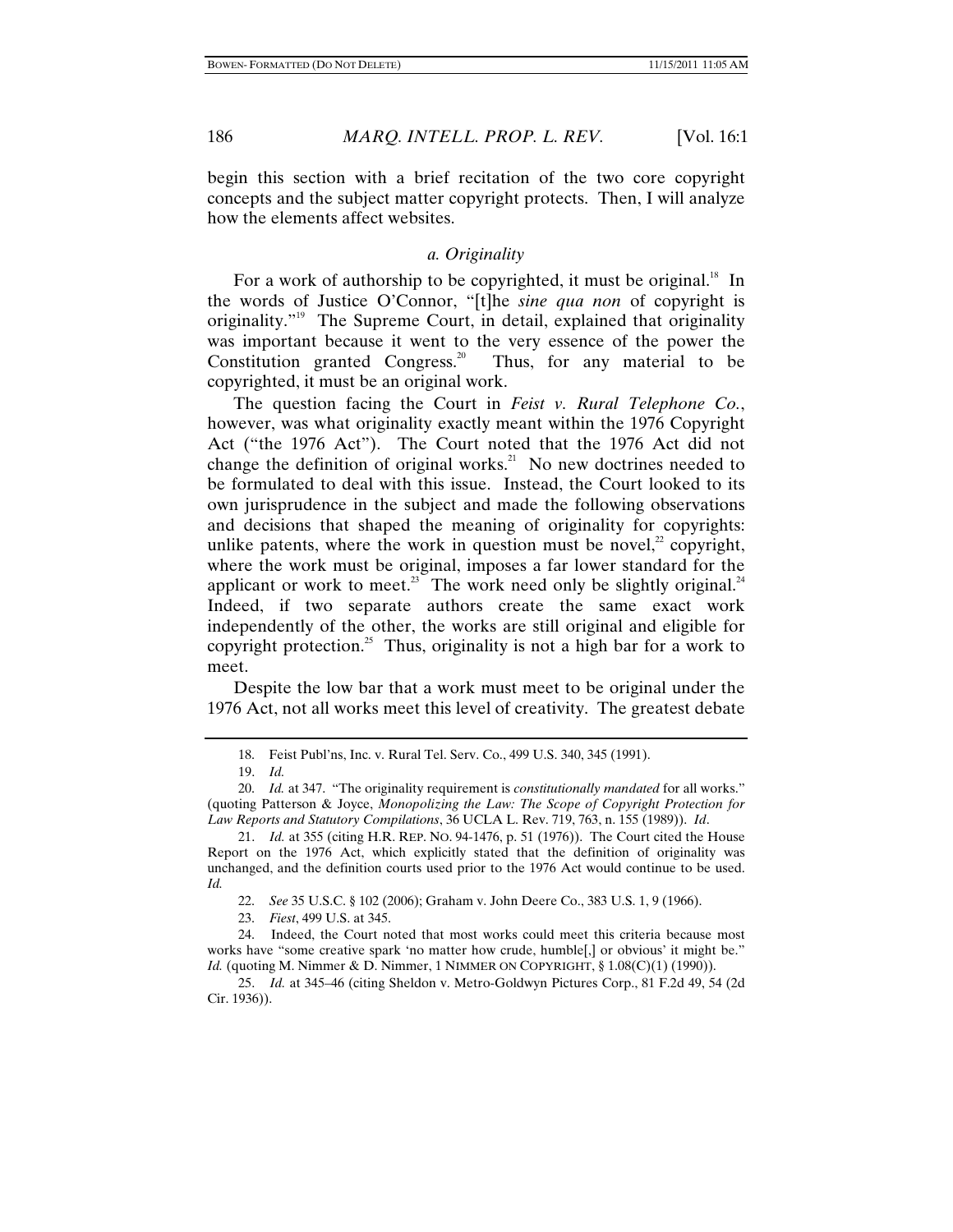begin this section with a brief recitation of the two core copyright concepts and the subject matter copyright protects. Then, I will analyze how the elements affect websites.

### *a. Originality*

For a work of authorship to be copyrighted, it must be original.[18] In the words of Justice O'Connor, "[t]he *sine qua non* of copyright is originality."[19] The Supreme Court, in detail, explained that originality was important because it went to the very essence of the power the Constitution granted Congress.[20] Thus, for any material to be copyrighted, it must be an original work.

The question facing the Court in *Feist v. Rural Telephone Co.*, however, was what originality exactly meant within the 1976 Copyright Act ("the 1976 Act"). The Court noted that the 1976 Act did not change the definition of original works.[21] No new doctrines needed to be formulated to deal with this issue. Instead, the Court looked to its own jurisprudence in the subject and made the following observations and decisions that shaped the meaning of originality for copyrights: unlike patents, where the work in question must be novel,[22] copyright, where the work must be original, imposes a far lower standard for the applicant or work to meet.[23] The work need only be slightly original.[24] Indeed, if two separate authors create the same exact work independently of the other, the works are still original and eligible for copyright protection.[25] Thus, originality is not a high bar for a work to meet.

Despite the low bar that a work must meet to be original under the 1976 Act, not all works meet this level of creativity. The greatest debate

---

18. Feist Publ'ns, Inc. v. Rural Tel. Serv. Co., 499 U.S. 340, 345 (1991).

19. *Id.*

20. *Id.* at 347. "The originality requirement is *constitutionally mandated* for all works." (quoting Patterson & Joyce, *Monopolizing the Law: The Scope of Copyright Protection for Law Reports and Statutory Compilations*, 36 UCLA L. Rev. 719, 763, n. 155 (1989)). *Id*.

21. *Id.* at 355 (citing H.R. REP. NO. 94-1476, p. 51 (1976)). The Court cited the House Report on the 1976 Act, which explicitly stated that the definition of originality was unchanged, and the definition courts used prior to the 1976 Act would continue to be used. *Id.*

22. *See* 35 U.S.C. § 102 (2006); Graham v. John Deere Co., 383 U.S. 1, 9 (1966).

23. *Fiest*, 499 U.S. at 345.

24. Indeed, the Court noted that most works could meet this criteria because most works have "some creative spark 'no matter how crude, humble[,] or obvious' it might be." *Id.* (quoting M. Nimmer & D. Nimmer, 1 NIMMER ON COPYRIGHT, § 1.08(C)(1) (1990)).

25. *Id.* at 345–46 (citing Sheldon v. Metro-Goldwyn Pictures Corp., 81 F.2d 49, 54 (2d Cir. 1936)).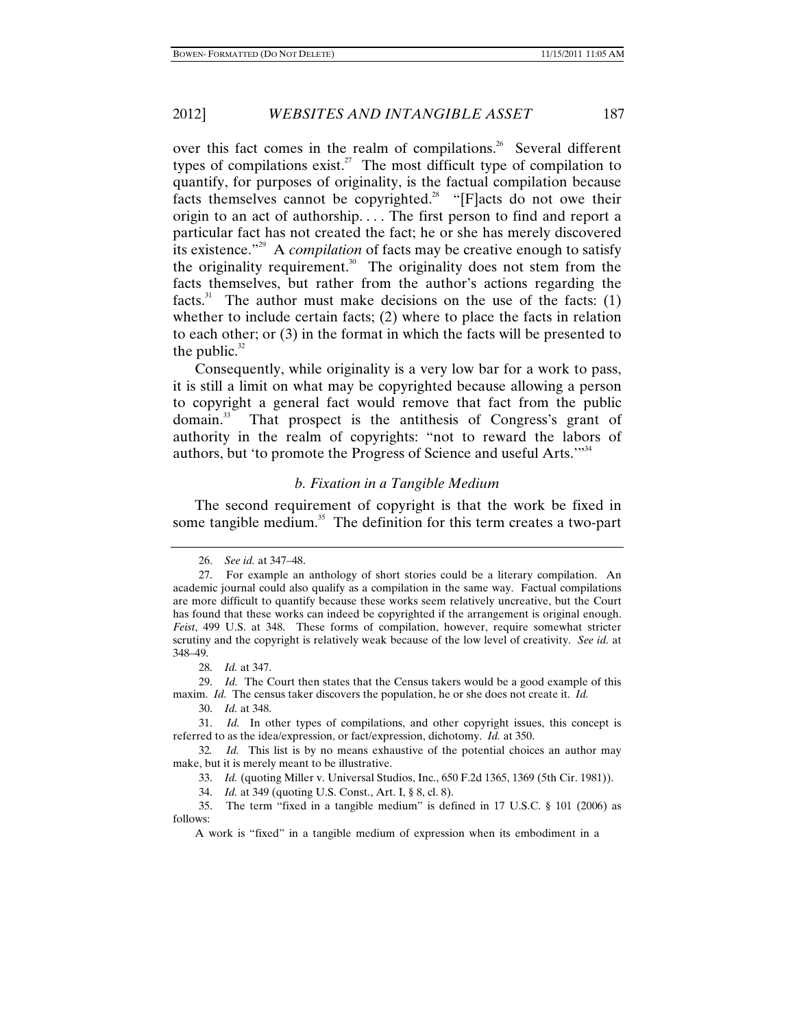over this fact comes in the realm of compilations.[26] Several different types of compilations exist.[27] The most difficult type of compilation to quantify, for purposes of originality, is the factual compilation because facts themselves cannot be copyrighted.[28] "[F]acts do not owe their origin to an act of authorship. . . . The first person to find and report a particular fact has not created the fact; he or she has merely discovered its existence."[29] A *compilation* of facts may be creative enough to satisfy the originality requirement.[30] The originality does not stem from the facts themselves, but rather from the author's actions regarding the facts.[31] The author must make decisions on the use of the facts: (1) whether to include certain facts; (2) where to place the facts in relation to each other; or (3) in the format in which the facts will be presented to the public.[32]

Consequently, while originality is a very low bar for a work to pass, it is still a limit on what may be copyrighted because allowing a person to copyright a general fact would remove that fact from the public domain.[33] That prospect is the antithesis of Congress's grant of authority in the realm of copyrights: "not to reward the labors of authors, but 'to promote the Progress of Science and useful Arts.'"[34]

### *b. Fixation in a Tangible Medium*

The second requirement of copyright is that the work be fixed in some tangible medium.[35] The definition for this term creates a two-part

---

26. *See id.* at 347–48.

27. For example an anthology of short stories could be a literary compilation. An academic journal could also qualify as a compilation in the same way. Factual compilations are more difficult to quantify because these works seem relatively uncreative, but the Court has found that these works can indeed be copyrighted if the arrangement is original enough. *Feist*, 499 U.S. at 348. These forms of compilation, however, require somewhat stricter scrutiny and the copyright is relatively weak because of the low level of creativity. *See id.* at 348–49.

28. *Id.* at 347.

29. *Id.* The Court then states that the Census takers would be a good example of this maxim. *Id.* The census taker discovers the population, he or she does not create it. *Id.*

30. *Id.* at 348.

31. *Id.* In other types of compilations, and other copyright issues, this concept is referred to as the idea/expression, or fact/expression, dichotomy. *Id.* at 350.

32. *Id.* This list is by no means exhaustive of the potential choices an author may make, but it is merely meant to be illustrative.

33. *Id.* (quoting Miller v. Universal Studios, Inc., 650 F.2d 1365, 1369 (5th Cir. 1981)).

34. *Id.* at 349 (quoting U.S. Const., Art. I, § 8, cl. 8).

35. The term "fixed in a tangible medium" is defined in 17 U.S.C. § 101 (2006) as follows:

A work is "fixed" in a tangible medium of expression when its embodiment in a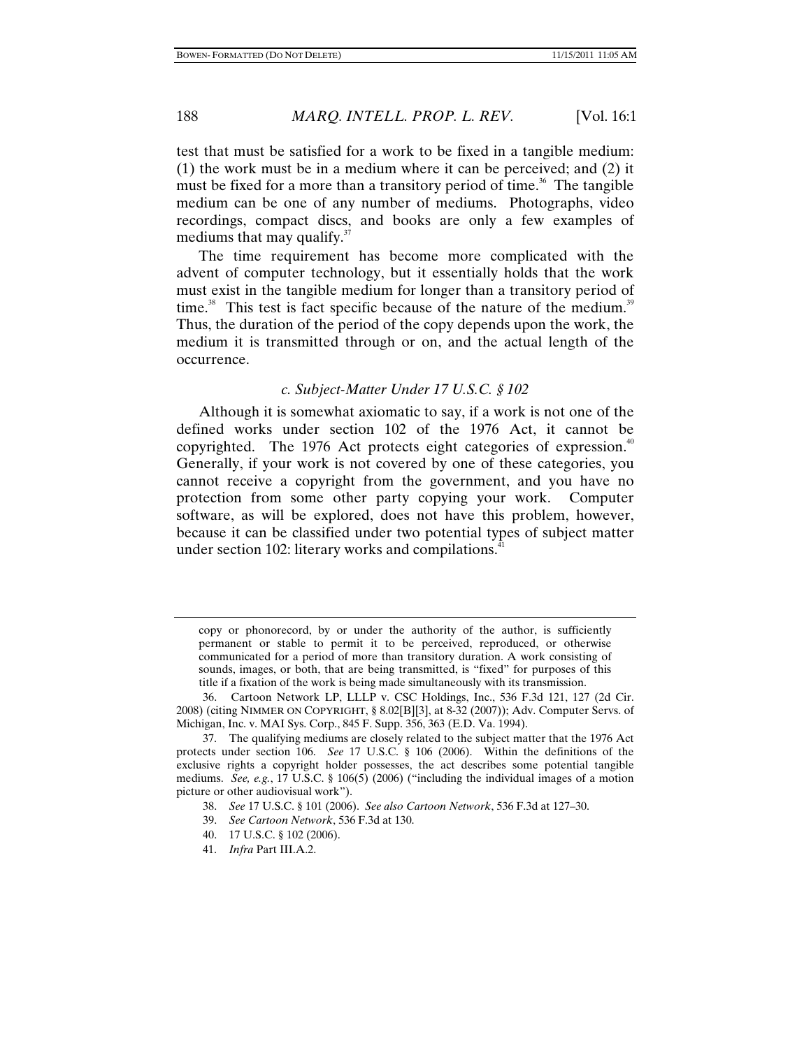test that must be satisfied for a work to be fixed in a tangible medium: (1) the work must be in a medium where it can be perceived; and (2) it must be fixed for a more than a transitory period of time.[36] The tangible medium can be one of any number of mediums. Photographs, video recordings, compact discs, and books are only a few examples of mediums that may qualify.[37]

The time requirement has become more complicated with the advent of computer technology, but it essentially holds that the work must exist in the tangible medium for longer than a transitory period of time.[38] This test is fact specific because of the nature of the medium.[39] Thus, the duration of the period of the copy depends upon the work, the medium it is transmitted through or on, and the actual length of the occurrence.

### *c. Subject-Matter Under 17 U.S.C. § 102*

Although it is somewhat axiomatic to say, if a work is not one of the defined works under section 102 of the 1976 Act, it cannot be copyrighted. The 1976 Act protects eight categories of expression.[40] Generally, if your work is not covered by one of these categories, you cannot receive a copyright from the government, and you have no protection from some other party copying your work. Computer software, as will be explored, does not have this problem, however, because it can be classified under two potential types of subject matter under section 102: literary works and compilations.[41]

---

copy or phonorecord, by or under the authority of the author, is sufficiently permanent or stable to permit it to be perceived, reproduced, or otherwise communicated for a period of more than transitory duration. A work consisting of sounds, images, or both, that are being transmitted, is "fixed" for purposes of this title if a fixation of the work is being made simultaneously with its transmission.

36. Cartoon Network LP, LLLP v. CSC Holdings, Inc., 536 F.3d 121, 127 (2d Cir. 2008) (citing NIMMER ON COPYRIGHT, § 8.02[B][3], at 8-32 (2007)); Adv. Computer Servs. of Michigan, Inc. v. MAI Sys. Corp., 845 F. Supp. 356, 363 (E.D. Va. 1994).

37. The qualifying mediums are closely related to the subject matter that the 1976 Act protects under section 106. *See* 17 U.S.C. § 106 (2006). Within the definitions of the exclusive rights a copyright holder possesses, the act describes some potential tangible mediums. *See, e.g.*, 17 U.S.C. § 106(5) (2006) ("including the individual images of a motion picture or other audiovisual work").

38. *See* 17 U.S.C. § 101 (2006). *See also Cartoon Network*, 536 F.3d at 127–30.

39. *See Cartoon Network*, 536 F.3d at 130.

40. 17 U.S.C. § 102 (2006).

41. *Infra* Part III.A.2.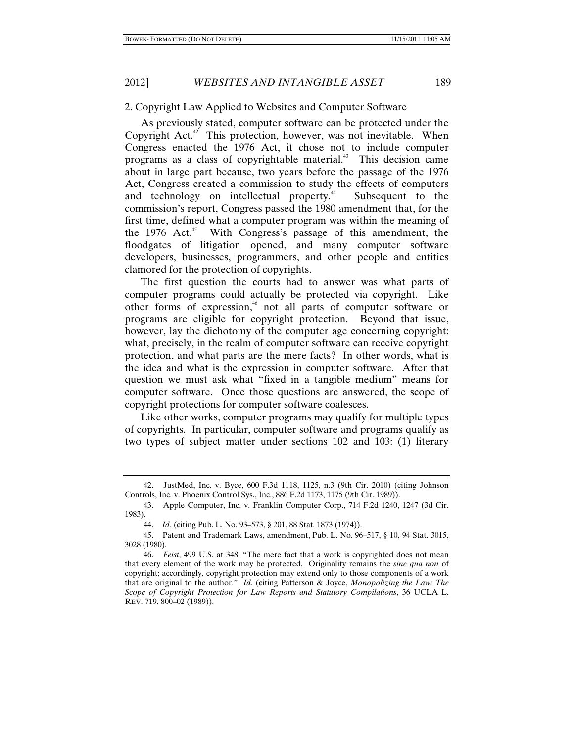### 2. Copyright Law Applied to Websites and Computer Software

As previously stated, computer software can be protected under the Copyright Act.[42] This protection, however, was not inevitable. When Congress enacted the 1976 Act, it chose not to include computer programs as a class of copyrightable material.[43] This decision came about in large part because, two years before the passage of the 1976 Act, Congress created a commission to study the effects of computers and technology on intellectual property.[44] Subsequent to the commission's report, Congress passed the 1980 amendment that, for the first time, defined what a computer program was within the meaning of the 1976 Act.[45] With Congress's passage of this amendment, the floodgates of litigation opened, and many computer software developers, businesses, programmers, and other people and entities clamored for the protection of copyrights.

The first question the courts had to answer was what parts of computer programs could actually be protected via copyright. Like other forms of expression,[46] not all parts of computer software or programs are eligible for copyright protection. Beyond that issue, however, lay the dichotomy of the computer age concerning copyright: what, precisely, in the realm of computer software can receive copyright protection, and what parts are the mere facts? In other words, what is the idea and what is the expression in computer software. After that question we must ask what "fixed in a tangible medium" means for computer software. Once those questions are answered, the scope of copyright protections for computer software coalesces.

Like other works, computer programs may qualify for multiple types of copyrights. In particular, computer software and programs qualify as two types of subject matter under sections 102 and 103: (1) literary

---

42. JustMed, Inc. v. Byce, 600 F.3d 1118, 1125, n.3 (9th Cir. 2010) (citing Johnson Controls, Inc. v. Phoenix Control Sys., Inc., 886 F.2d 1173, 1175 (9th Cir. 1989)).

43. Apple Computer, Inc. v. Franklin Computer Corp., 714 F.2d 1240, 1247 (3d Cir. 1983).

44. *Id.* (citing Pub. L. No. 93–573, § 201, 88 Stat. 1873 (1974)).

45. Patent and Trademark Laws, amendment, Pub. L. No. 96–517, § 10, 94 Stat. 3015, 3028 (1980).

46. *Feist*, 499 U.S. at 348. "The mere fact that a work is copyrighted does not mean that every element of the work may be protected. Originality remains the *sine qua non* of copyright; accordingly, copyright protection may extend only to those components of a work that are original to the author." *Id.* (citing Patterson & Joyce, *Monopolizing the Law: The Scope of Copyright Protection for Law Reports and Statutory Compilations*, 36 UCLA L. REV. 719, 800–02 (1989)).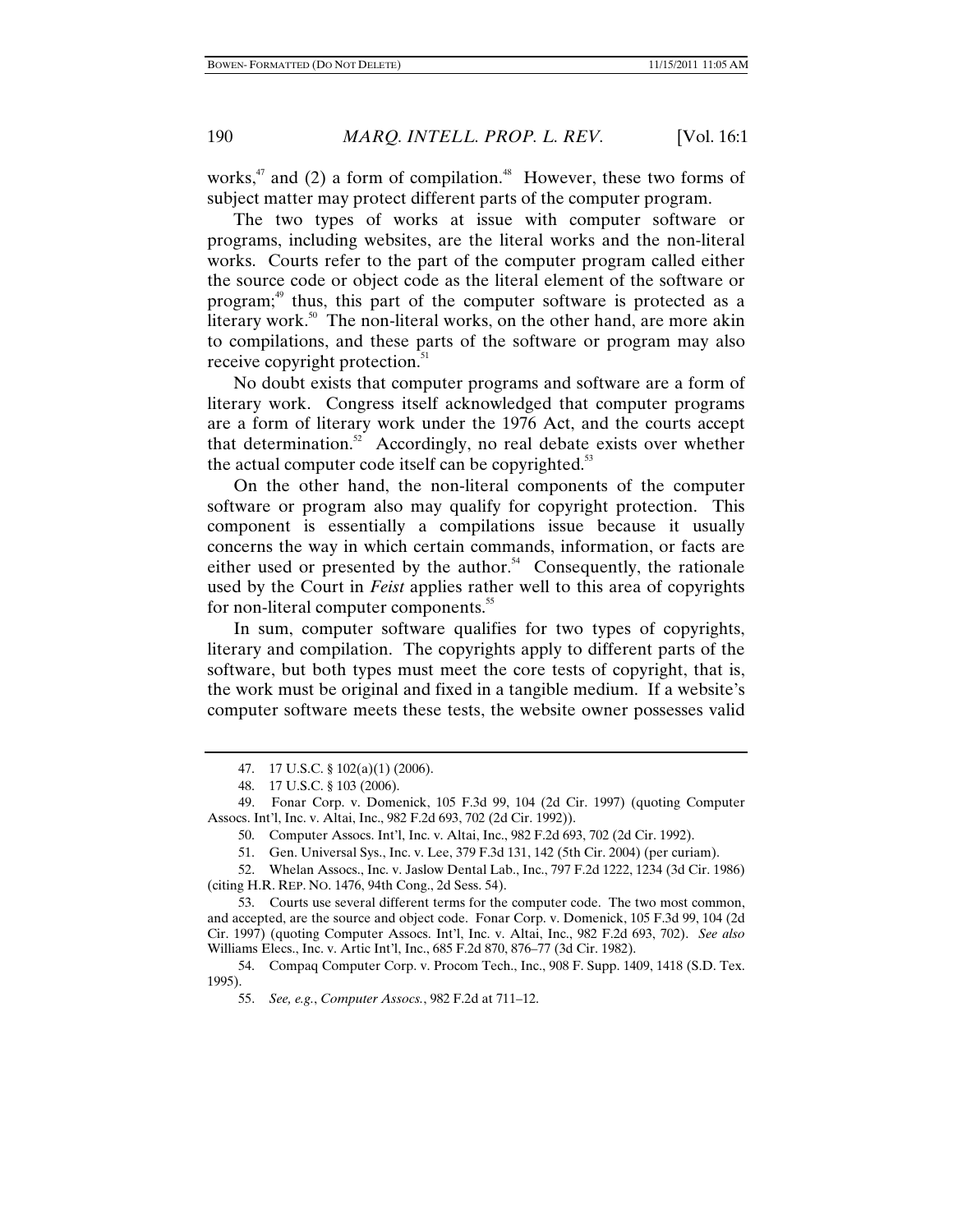works,[47] and (2) a form of compilation.[48] However, these two forms of subject matter may protect different parts of the computer program.

The two types of works at issue with computer software or programs, including websites, are the literal works and the non-literal works. Courts refer to the part of the computer program called either the source code or object code as the literal element of the software or program;[49] thus, this part of the computer software is protected as a literary work.[50] The non-literal works, on the other hand, are more akin to compilations, and these parts of the software or program may also receive copyright protection.[51]

No doubt exists that computer programs and software are a form of literary work. Congress itself acknowledged that computer programs are a form of literary work under the 1976 Act, and the courts accept that determination.[52] Accordingly, no real debate exists over whether the actual computer code itself can be copyrighted.[53]

On the other hand, the non-literal components of the computer software or program also may qualify for copyright protection. This component is essentially a compilations issue because it usually concerns the way in which certain commands, information, or facts are either used or presented by the author.[54] Consequently, the rationale used by the Court in *Feist* applies rather well to this area of copyrights for non-literal computer components.[55]

In sum, computer software qualifies for two types of copyrights, literary and compilation. The copyrights apply to different parts of the software, but both types must meet the core tests of copyright, that is, the work must be original and fixed in a tangible medium. If a website's computer software meets these tests, the website owner possesses valid

---

47. 17 U.S.C. § 102(a)(1) (2006).

48. 17 U.S.C. § 103 (2006).

49. Fonar Corp. v. Domenick, 105 F.3d 99, 104 (2d Cir. 1997) (quoting Computer Assocs. Int'l, Inc. v. Altai, Inc., 982 F.2d 693, 702 (2d Cir. 1992)).

50. Computer Assocs. Int'l, Inc. v. Altai, Inc., 982 F.2d 693, 702 (2d Cir. 1992).

51. Gen. Universal Sys., Inc. v. Lee, 379 F.3d 131, 142 (5th Cir. 2004) (per curiam).

52. Whelan Assocs., Inc. v. Jaslow Dental Lab., Inc., 797 F.2d 1222, 1234 (3d Cir. 1986) (citing H.R. REP. NO. 1476, 94th Cong., 2d Sess. 54).

53. Courts use several different terms for the computer code. The two most common, and accepted, are the source and object code. Fonar Corp. v. Domenick, 105 F.3d 99, 104 (2d Cir. 1997) (quoting Computer Assocs. Int'l, Inc. v. Altai, Inc., 982 F.2d 693, 702). *See also* Williams Elecs., Inc. v. Artic Int'l, Inc., 685 F.2d 870, 876–77 (3d Cir. 1982).

54. Compaq Computer Corp. v. Procom Tech., Inc., 908 F. Supp. 1409, 1418 (S.D. Tex. 1995).

55. *See, e.g.*, *Computer Assocs.*, 982 F.2d at 711–12.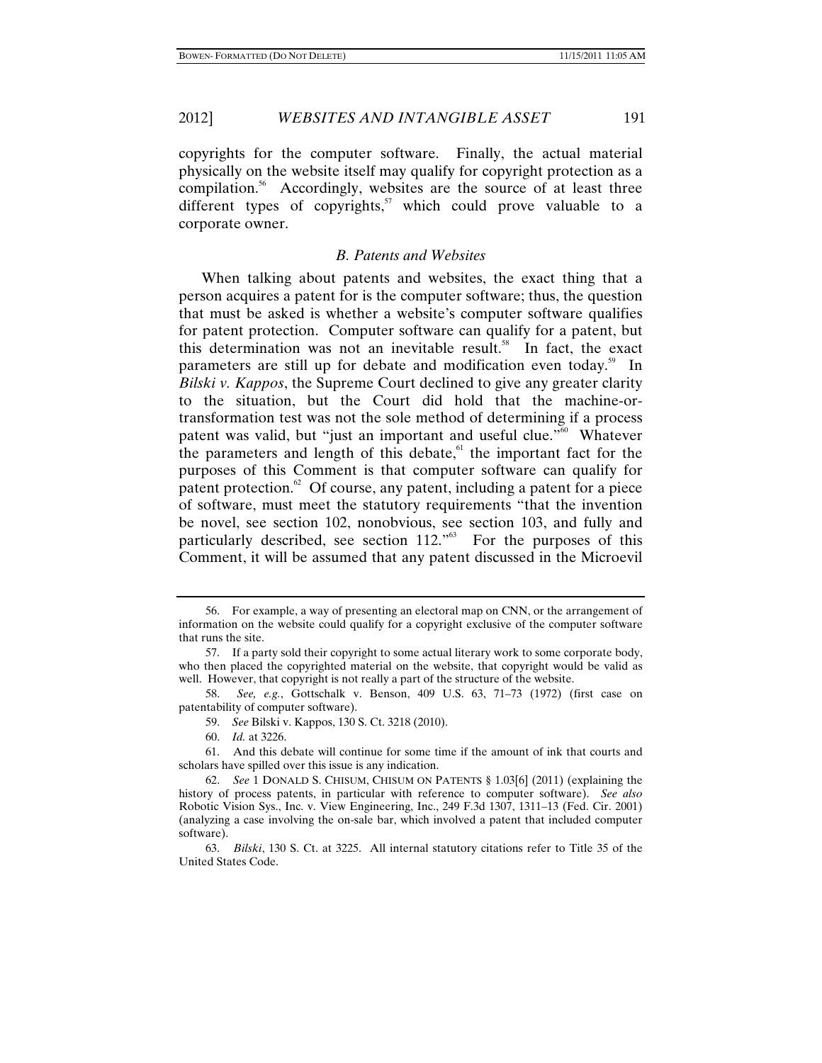copyrights for the computer software. Finally, the actual material physically on the website itself may qualify for copyright protection as a compilation.[56] Accordingly, websites are the source of at least three different types of copyrights,[57] which could prove valuable to a corporate owner.

### *B. Patents and Websites*

When talking about patents and websites, the exact thing that a person acquires a patent for is the computer software; thus, the question that must be asked is whether a website's computer software qualifies for patent protection. Computer software can qualify for a patent, but this determination was not an inevitable result.[58] In fact, the exact parameters are still up for debate and modification even today.[59] In *Bilski v. Kappos*, the Supreme Court declined to give any greater clarity to the situation, but the Court did hold that the machine-or-transformation test was not the sole method of determining if a process patent was valid, but "just an important and useful clue."[60] Whatever the parameters and length of this debate,[61] the important fact for the purposes of this Comment is that computer software can qualify for patent protection.[62] Of course, any patent, including a patent for a piece of software, must meet the statutory requirements "that the invention be novel, see section 102, nonobvious, see section 103, and fully and particularly described, see section 112."[63] For the purposes of this Comment, it will be assumed that any patent discussed in the Microevil

---

56. For example, a way of presenting an electoral map on CNN, or the arrangement of information on the website could qualify for a copyright exclusive of the computer software that runs the site.

57. If a party sold their copyright to some actual literary work to some corporate body, who then placed the copyrighted material on the website, that copyright would be valid as well. However, that copyright is not really a part of the structure of the website.

58. *See, e.g.*, Gottschalk v. Benson, 409 U.S. 63, 71–73 (1972) (first case on patentability of computer software).

59. *See* Bilski v. Kappos, 130 S. Ct. 3218 (2010).

60. *Id.* at 3226.

61. And this debate will continue for some time if the amount of ink that courts and scholars have spilled over this issue is any indication.

62. *See* 1 DONALD S. CHISUM, CHISUM ON PATENTS § 1.03[6] (2011) (explaining the history of process patents, in particular with reference to computer software). *See also* Robotic Vision Sys., Inc. v. View Engineering, Inc., 249 F.3d 1307, 1311–13 (Fed. Cir. 2001) (analyzing a case involving the on-sale bar, which involved a patent that included computer software).

63. *Bilski*, 130 S. Ct. at 3225. All internal statutory citations refer to Title 35 of the United States Code.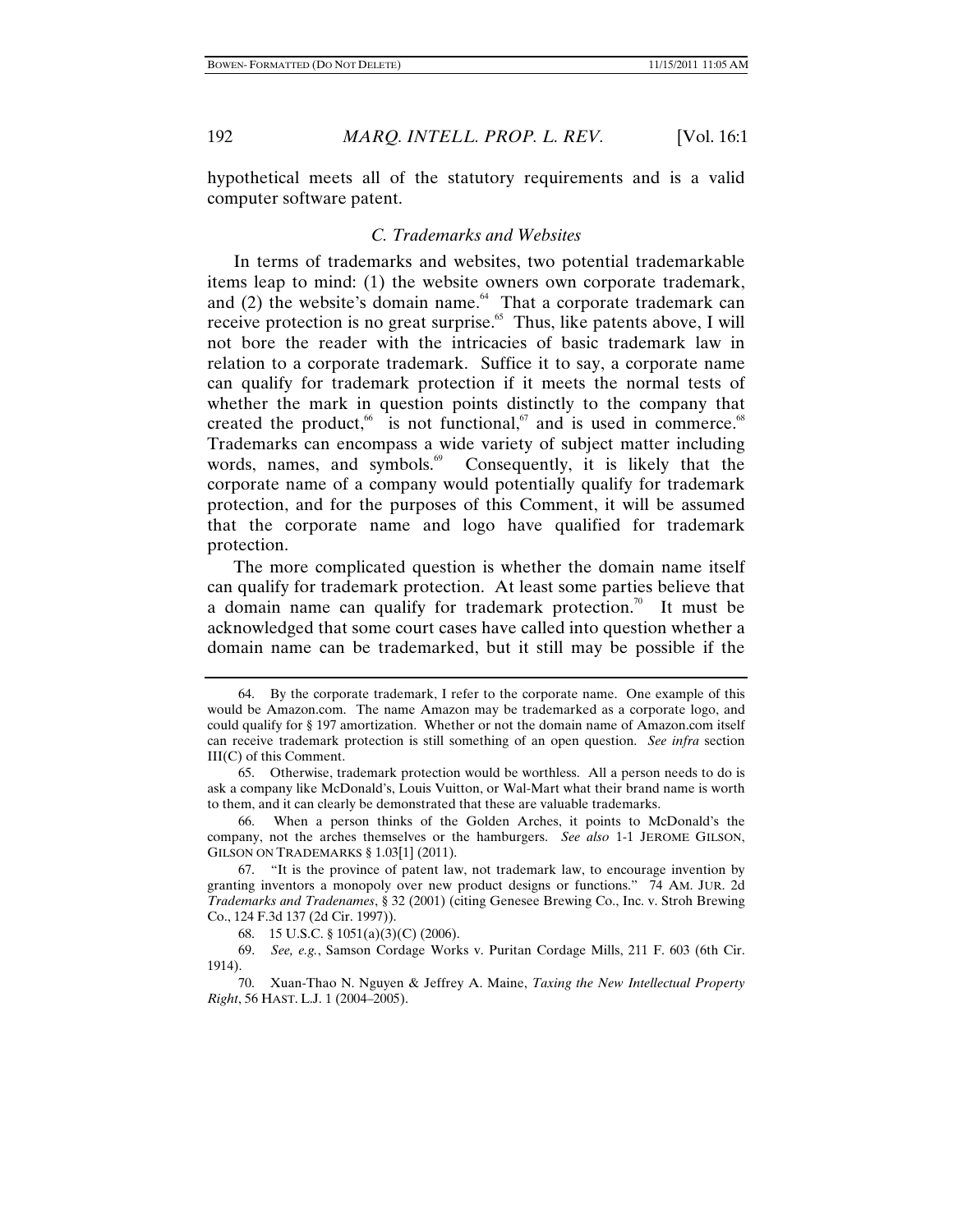hypothetical meets all of the statutory requirements and is a valid computer software patent.

### *C. Trademarks and Websites*

In terms of trademarks and websites, two potential trademarkable items leap to mind: (1) the website owners own corporate trademark, and (2) the website's domain name.[64] That a corporate trademark can receive protection is no great surprise.[65] Thus, like patents above, I will not bore the reader with the intricacies of basic trademark law in relation to a corporate trademark. Suffice it to say, a corporate name can qualify for trademark protection if it meets the normal tests of whether the mark in question points distinctly to the company that created the product,[66] is not functional,[67] and is used in commerce.[68] Trademarks can encompass a wide variety of subject matter including words, names, and symbols.[69] Consequently, it is likely that the corporate name of a company would potentially qualify for trademark protection, and for the purposes of this Comment, it will be assumed that the corporate name and logo have qualified for trademark protection.

The more complicated question is whether the domain name itself can qualify for trademark protection. At least some parties believe that a domain name can qualify for trademark protection.[70] It must be acknowledged that some court cases have called into question whether a domain name can be trademarked, but it still may be possible if the

---

64. By the corporate trademark, I refer to the corporate name. One example of this would be Amazon.com. The name Amazon may be trademarked as a corporate logo, and could qualify for § 197 amortization. Whether or not the domain name of Amazon.com itself can receive trademark protection is still something of an open question. *See infra* section III(C) of this Comment.

65. Otherwise, trademark protection would be worthless. All a person needs to do is ask a company like McDonald's, Louis Vuitton, or Wal-Mart what their brand name is worth to them, and it can clearly be demonstrated that these are valuable trademarks.

66. When a person thinks of the Golden Arches, it points to McDonald's the company, not the arches themselves or the hamburgers. *See also* 1-1 JEROME GILSON, GILSON ON TRADEMARKS § 1.03[1] (2011).

67. "It is the province of patent law, not trademark law, to encourage invention by granting inventors a monopoly over new product designs or functions." 74 AM. JUR. 2d *Trademarks and Tradenames*, § 32 (2001) (citing Genesee Brewing Co., Inc. v. Stroh Brewing Co., 124 F.3d 137 (2d Cir. 1997)).

68. 15 U.S.C. § 1051(a)(3)(C) (2006).

69. *See, e.g.*, Samson Cordage Works v. Puritan Cordage Mills, 211 F. 603 (6th Cir. 1914).

70. Xuan-Thao N. Nguyen & Jeffrey A. Maine, *Taxing the New Intellectual Property Right*, 56 HAST. L.J. 1 (2004–2005).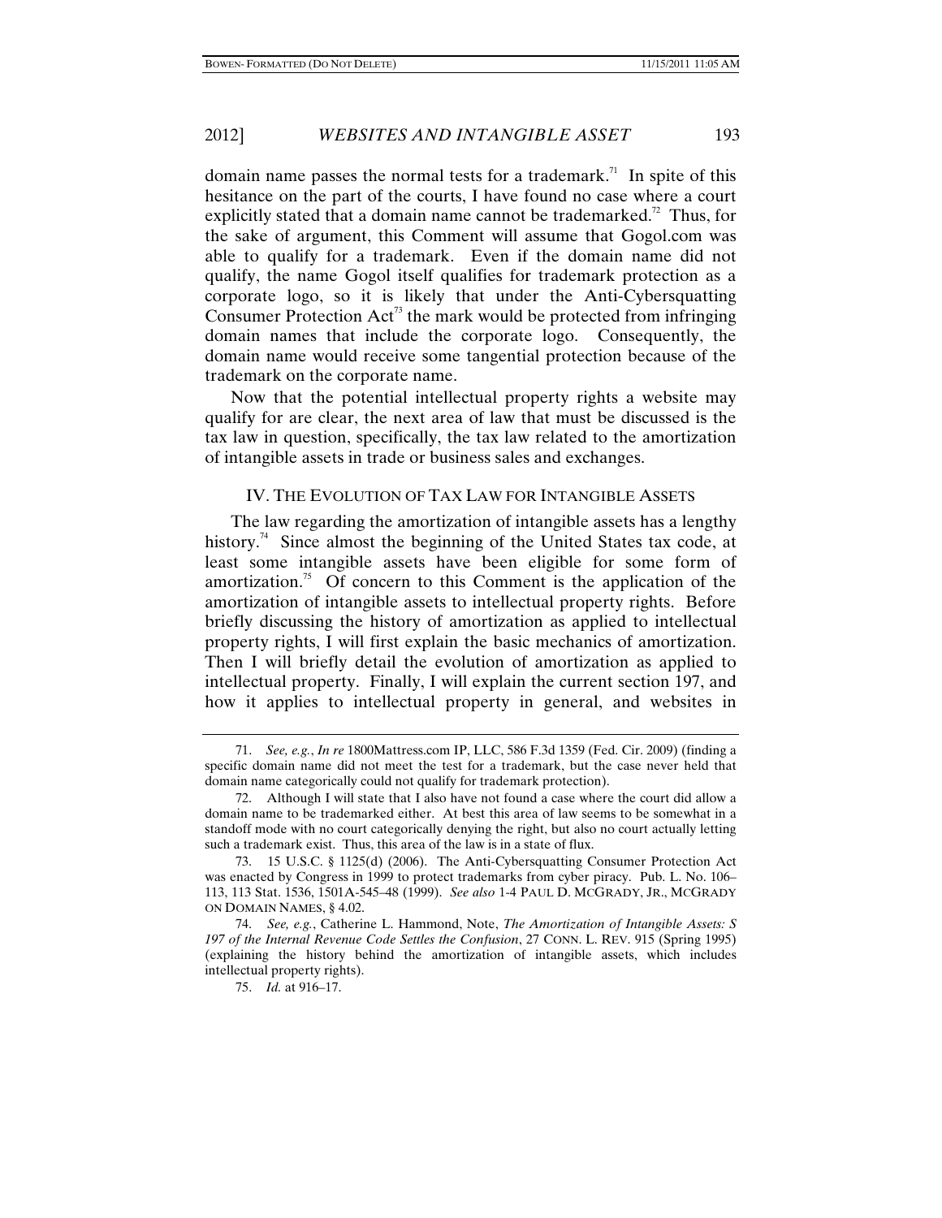domain name passes the normal tests for a trademark.[71] In spite of this hesitance on the part of the courts, I have found no case where a court explicitly stated that a domain name cannot be trademarked.[72] Thus, for the sake of argument, this Comment will assume that Gogol.com was able to qualify for a trademark. Even if the domain name did not qualify, the name Gogol itself qualifies for trademark protection as a corporate logo, so it is likely that under the Anti-Cybersquatting Consumer Protection Act[73] the mark would be protected from infringing domain names that include the corporate logo. Consequently, the domain name would receive some tangential protection because of the trademark on the corporate name.

Now that the potential intellectual property rights a website may qualify for are clear, the next area of law that must be discussed is the tax law in question, specifically, the tax law related to the amortization of intangible assets in trade or business sales and exchanges.

## IV. THE EVOLUTION OF TAX LAW FOR INTANGIBLE ASSETS

The law regarding the amortization of intangible assets has a lengthy history.[74] Since almost the beginning of the United States tax code, at least some intangible assets have been eligible for some form of amortization.[75] Of concern to this Comment is the application of the amortization of intangible assets to intellectual property rights. Before briefly discussing the history of amortization as applied to intellectual property rights, I will first explain the basic mechanics of amortization. Then I will briefly detail the evolution of amortization as applied to intellectual property. Finally, I will explain the current section 197, and how it applies to intellectual property in general, and websites in

---

71. *See, e.g.*, *In re* 1800Mattress.com IP, LLC, 586 F.3d 1359 (Fed. Cir. 2009) (finding a specific domain name did not meet the test for a trademark, but the case never held that domain name categorically could not qualify for trademark protection).

72. Although I will state that I also have not found a case where the court did allow a domain name to be trademarked either. At best this area of law seems to be somewhat in a standoff mode with no court categorically denying the right, but also no court actually letting such a trademark exist. Thus, this area of the law is in a state of flux.

73. 15 U.S.C. § 1125(d) (2006). The Anti-Cybersquatting Consumer Protection Act was enacted by Congress in 1999 to protect trademarks from cyber piracy. Pub. L. No. 106–113, 113 Stat. 1536, 1501A-545–48 (1999). *See also* 1-4 PAUL D. MCGRADY, JR., MCGRADY ON DOMAIN NAMES, § 4.02.

74. *See, e.g.*, Catherine L. Hammond, Note, *The Amortization of Intangible Assets: S 197 of the Internal Revenue Code Settles the Confusion*, 27 CONN. L. REV. 915 (Spring 1995) (explaining the history behind the amortization of intangible assets, which includes intellectual property rights).

75. *Id.* at 916–17.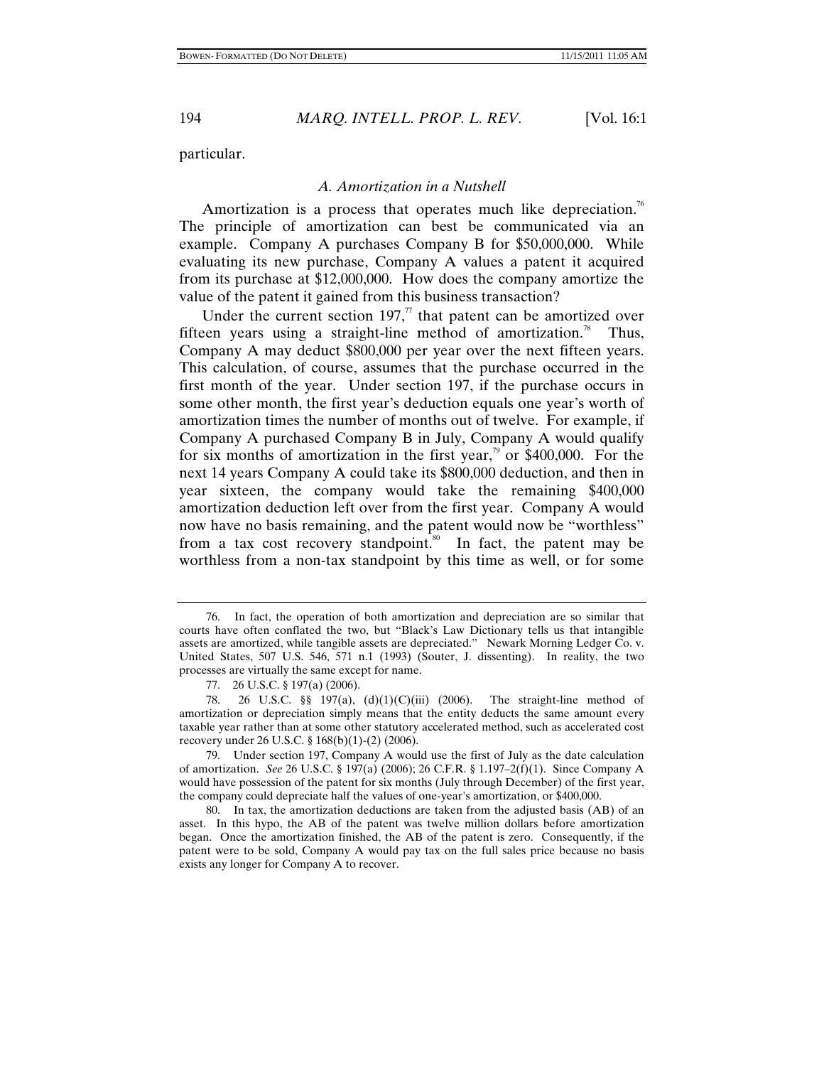particular.

### *A. Amortization in a Nutshell*

Amortization is a process that operates much like depreciation.[76] The principle of amortization can best be communicated via an example. Company A purchases Company B for $50,000,000. While evaluating its new purchase, Company A values a patent it acquired from its purchase at $12,000,000. How does the company amortize the value of the patent it gained from this business transaction?

Under the current section 197,[77] that patent can be amortized over fifteen years using a straight-line method of amortization.[78] Thus, Company A may deduct $800,000 per year over the next fifteen years. This calculation, of course, assumes that the purchase occurred in the first month of the year. Under section 197, if the purchase occurs in some other month, the first year's deduction equals one year's worth of amortization times the number of months out of twelve. For example, if Company A purchased Company B in July, Company A would qualify for six months of amortization in the first year,[79] or $400,000. For the next 14 years Company A could take its $800,000 deduction, and then in year sixteen, the company would take the remaining $400,000 amortization deduction left over from the first year. Company A would now have no basis remaining, and the patent would now be "worthless" from a tax cost recovery standpoint.[80] In fact, the patent may be worthless from a non-tax standpoint by this time as well, or for some

---

76. In fact, the operation of both amortization and depreciation are so similar that courts have often conflated the two, but "Black's Law Dictionary tells us that intangible assets are amortized, while tangible assets are depreciated." Newark Morning Ledger Co. v. United States, 507 U.S. 546, 571 n.1 (1993) (Souter, J. dissenting). In reality, the two processes are virtually the same except for name.

77. 26 U.S.C. § 197(a) (2006).

78. 26 U.S.C. §§ 197(a), (d)(1)(C)(iii) (2006). The straight-line method of amortization or depreciation simply means that the entity deducts the same amount every taxable year rather than at some other statutory accelerated method, such as accelerated cost recovery under 26 U.S.C. § 168(b)(1)-(2) (2006).

79. Under section 197, Company A would use the first of July as the date calculation of amortization. *See* 26 U.S.C. § 197(a) (2006); 26 C.F.R. § 1.197–2(f)(1). Since Company A would have possession of the patent for six months (July through December) of the first year, the company could depreciate half the values of one-year's amortization, or $400,000.

80. In tax, the amortization deductions are taken from the adjusted basis (AB) of an asset. In this hypo, the AB of the patent was twelve million dollars before amortization began. Once the amortization finished, the AB of the patent is zero. Consequently, if the patent were to be sold, Company A would pay tax on the full sales price because no basis exists any longer for Company A to recover.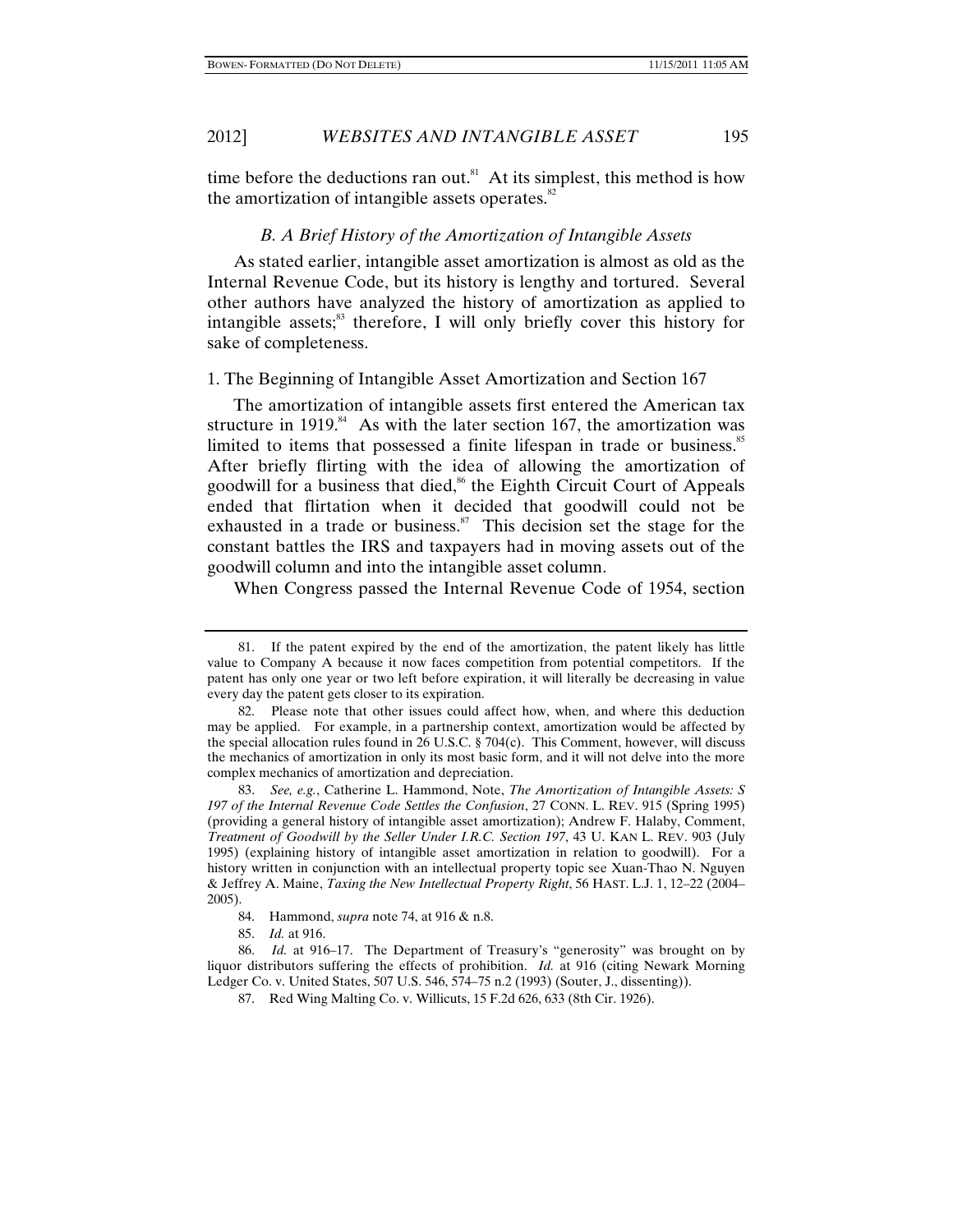time before the deductions ran out.[81] At its simplest, this method is how the amortization of intangible assets operates.[82]

### *B. A Brief History of the Amortization of Intangible Assets*

As stated earlier, intangible asset amortization is almost as old as the Internal Revenue Code, but its history is lengthy and tortured. Several other authors have analyzed the history of amortization as applied to intangible assets;[83] therefore, I will only briefly cover this history for sake of completeness.

#### 1. The Beginning of Intangible Asset Amortization and Section 167

The amortization of intangible assets first entered the American tax structure in 1919.[84] As with the later section 167, the amortization was limited to items that possessed a finite lifespan in trade or business.[85] After briefly flirting with the idea of allowing the amortization of goodwill for a business that died,[86] the Eighth Circuit Court of Appeals ended that flirtation when it decided that goodwill could not be exhausted in a trade or business.[87] This decision set the stage for the constant battles the IRS and taxpayers had in moving assets out of the goodwill column and into the intangible asset column.

When Congress passed the Internal Revenue Code of 1954, section

---

81. If the patent expired by the end of the amortization, the patent likely has little value to Company A because it now faces competition from potential competitors. If the patent has only one year or two left before expiration, it will literally be decreasing in value every day the patent gets closer to its expiration.

82. Please note that other issues could affect how, when, and where this deduction may be applied. For example, in a partnership context, amortization would be affected by the special allocation rules found in 26 U.S.C. § 704(c). This Comment, however, will discuss the mechanics of amortization in only its most basic form, and it will not delve into the more complex mechanics of amortization and depreciation.

83. *See, e.g.*, Catherine L. Hammond, Note, *The Amortization of Intangible Assets: S 197 of the Internal Revenue Code Settles the Confusion*, 27 CONN. L. REV. 915 (Spring 1995) (providing a general history of intangible asset amortization); Andrew F. Halaby, Comment, *Treatment of Goodwill by the Seller Under I.R.C. Section 197*, 43 U. KAN L. REV. 903 (July 1995) (explaining history of intangible asset amortization in relation to goodwill). For a history written in conjunction with an intellectual property topic see Xuan-Thao N. Nguyen & Jeffrey A. Maine, *Taxing the New Intellectual Property Right*, 56 HAST. L.J. 1, 12–22 (2004–2005).

84. Hammond, *supra* note 74, at 916 & n.8.

85. *Id.* at 916.

86. *Id.* at 916–17. The Department of Treasury's "generosity" was brought on by liquor distributors suffering the effects of prohibition. *Id.* at 916 (citing Newark Morning Ledger Co. v. United States, 507 U.S. 546, 574–75 n.2 (1993) (Souter, J., dissenting)).

87. Red Wing Malting Co. v. Willicuts, 15 F.2d 626, 633 (8th Cir. 1926).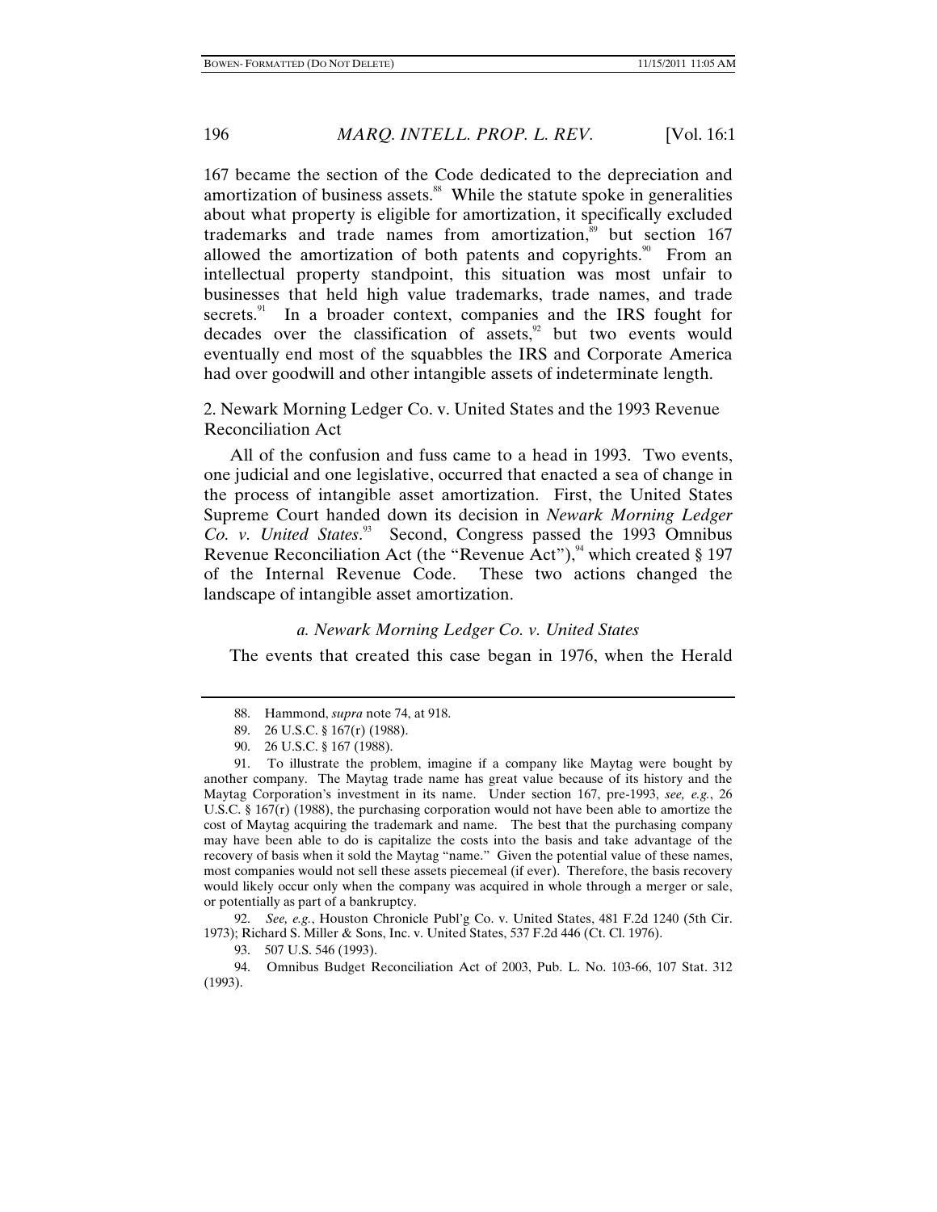167 became the section of the Code dedicated to the depreciation and amortization of business assets.[88] While the statute spoke in generalities about what property is eligible for amortization, it specifically excluded trademarks and trade names from amortization,[89] but section 167 allowed the amortization of both patents and copyrights.[90] From an intellectual property standpoint, this situation was most unfair to businesses that held high value trademarks, trade names, and trade secrets.[91] In a broader context, companies and the IRS fought for decades over the classification of assets,[92] but two events would eventually end most of the squabbles the IRS and Corporate America had over goodwill and other intangible assets of indeterminate length.

### 2. Newark Morning Ledger Co. v. United States and the 1993 Revenue Reconciliation Act

All of the confusion and fuss came to a head in 1993. Two events, one judicial and one legislative, occurred that enacted a sea of change in the process of intangible asset amortization. First, the United States Supreme Court handed down its decision in *Newark Morning Ledger Co. v. United States*.[93] Second, Congress passed the 1993 Omnibus Revenue Reconciliation Act (the "Revenue Act"),[94] which created § 197 of the Internal Revenue Code. These two actions changed the landscape of intangible asset amortization.

#### *a. Newark Morning Ledger Co. v. United States*

The events that created this case began in 1976, when the Herald

---

88. Hammond, *supra* note 74, at 918.

89. 26 U.S.C. § 167(r) (1988).

90. 26 U.S.C. § 167 (1988).

91. To illustrate the problem, imagine if a company like Maytag were bought by another company. The Maytag trade name has great value because of its history and the Maytag Corporation's investment in its name. Under section 167, pre-1993, *see, e.g.*, 26 U.S.C. § 167(r) (1988), the purchasing corporation would not have been able to amortize the cost of Maytag acquiring the trademark and name. The best that the purchasing company may have been able to do is capitalize the costs into the basis and take advantage of the recovery of basis when it sold the Maytag "name." Given the potential value of these names, most companies would not sell these assets piecemeal (if ever). Therefore, the basis recovery would likely occur only when the company was acquired in whole through a merger or sale, or potentially as part of a bankruptcy.

92. *See, e.g.*, Houston Chronicle Publ'g Co. v. United States, 481 F.2d 1240 (5th Cir. 1973); Richard S. Miller & Sons, Inc. v. United States, 537 F.2d 446 (Ct. Cl. 1976).

93. 507 U.S. 546 (1993).

94. Omnibus Budget Reconciliation Act of 2003, Pub. L. No. 103-66, 107 Stat. 312 (1993).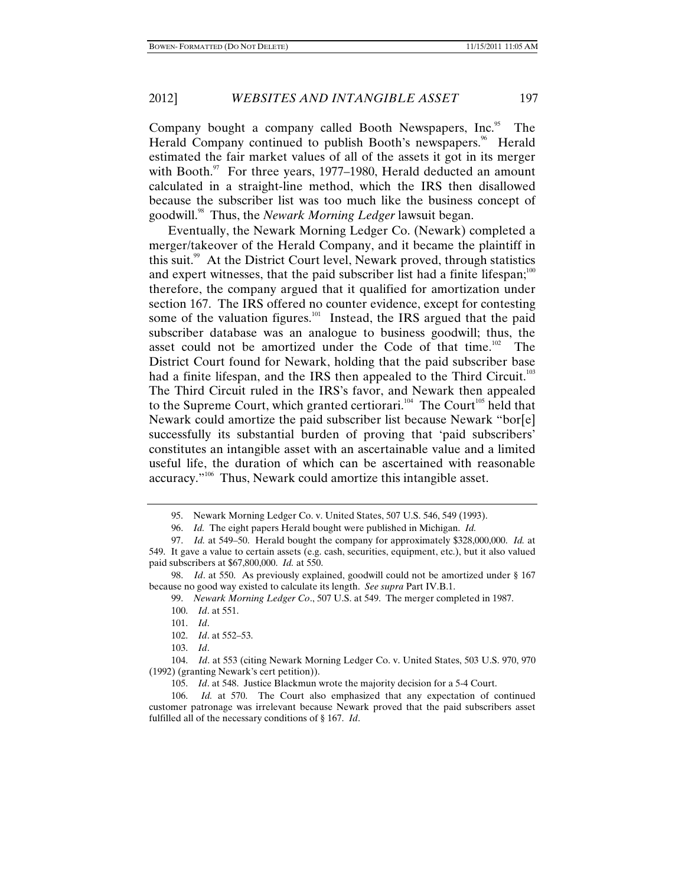Company bought a company called Booth Newspapers, Inc.[95] The Herald Company continued to publish Booth's newspapers.[96] Herald estimated the fair market values of all of the assets it got in its merger with Booth.[97] For three years, 1977–1980, Herald deducted an amount calculated in a straight-line method, which the IRS then disallowed because the subscriber list was too much like the business concept of goodwill.[98] Thus, the *Newark Morning Ledger* lawsuit began.

Eventually, the Newark Morning Ledger Co. (Newark) completed a merger/takeover of the Herald Company, and it became the plaintiff in this suit.[99] At the District Court level, Newark proved, through statistics and expert witnesses, that the paid subscriber list had a finite lifespan;[100] therefore, the company argued that it qualified for amortization under section 167. The IRS offered no counter evidence, except for contesting some of the valuation figures.[101] Instead, the IRS argued that the paid subscriber database was an analogue to business goodwill; thus, the asset could not be amortized under the Code of that time.[102] The District Court found for Newark, holding that the paid subscriber base had a finite lifespan, and the IRS then appealed to the Third Circuit.[103] The Third Circuit ruled in the IRS's favor, and Newark then appealed to the Supreme Court, which granted certiorari.[104] The Court[105] held that Newark could amortize the paid subscriber list because Newark "bor[e] successfully its substantial burden of proving that 'paid subscribers' constitutes an intangible asset with an ascertainable value and a limited useful life, the duration of which can be ascertained with reasonable accuracy."[106] Thus, Newark could amortize this intangible asset.

---

95. Newark Morning Ledger Co. v. United States, 507 U.S. 546, 549 (1993).

96. *Id.* The eight papers Herald bought were published in Michigan. *Id.*

97. *Id.* at 549–50. Herald bought the company for approximately $328,000,000. *Id.* at 549. It gave a value to certain assets (e.g. cash, securities, equipment, etc.), but it also valued paid subscribers at $67,800,000. *Id.* at 550.

98. *Id*. at 550. As previously explained, goodwill could not be amortized under § 167 because no good way existed to calculate its length. *See supra* Part IV.B.1.

99. *Newark Morning Ledger Co*., 507 U.S. at 549. The merger completed in 1987.

100. *Id*. at 551.

101. *Id*.

102. *Id*. at 552–53.

103. *Id*.

104. *Id*. at 553 (citing Newark Morning Ledger Co. v. United States, 503 U.S. 970, 970 (1992) (granting Newark's cert petition)).

105. *Id*. at 548. Justice Blackmun wrote the majority decision for a 5-4 Court.

106. *Id.* at 570. The Court also emphasized that any expectation of continued customer patronage was irrelevant because Newark proved that the paid subscribers asset fulfilled all of the necessary conditions of § 167. *Id*.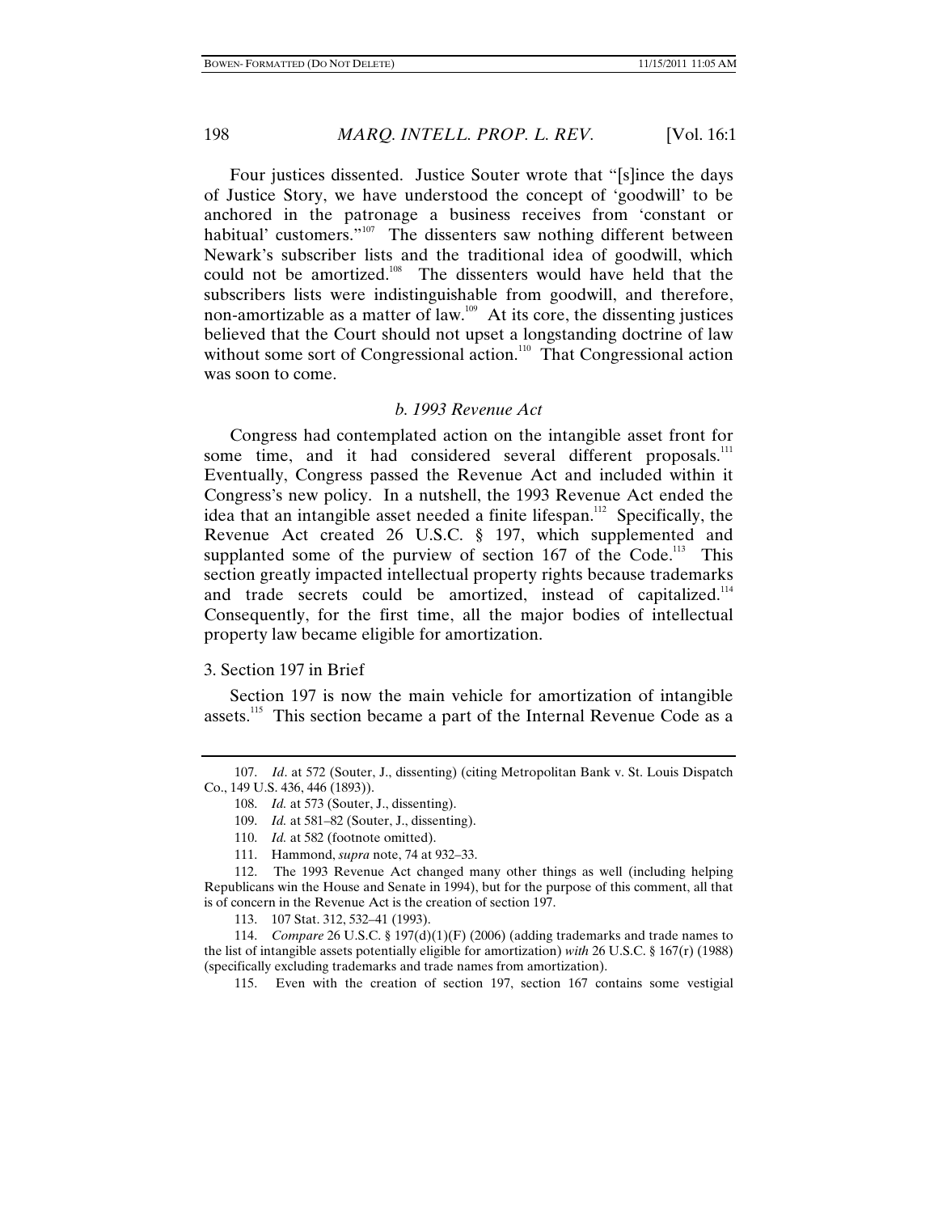Four justices dissented. Justice Souter wrote that "[s]ince the days of Justice Story, we have understood the concept of 'goodwill' to be anchored in the patronage a business receives from 'constant or habitual' customers."[107] The dissenters saw nothing different between Newark's subscriber lists and the traditional idea of goodwill, which could not be amortized.[108] The dissenters would have held that the subscribers lists were indistinguishable from goodwill, and therefore, non-amortizable as a matter of law.[109] At its core, the dissenting justices believed that the Court should not upset a longstanding doctrine of law without some sort of Congressional action.[110] That Congressional action was soon to come.

### *b. 1993 Revenue Act*

Congress had contemplated action on the intangible asset front for some time, and it had considered several different proposals.[111] Eventually, Congress passed the Revenue Act and included within it Congress's new policy. In a nutshell, the 1993 Revenue Act ended the idea that an intangible asset needed a finite lifespan.[112] Specifically, the Revenue Act created 26 U.S.C. § 197, which supplemented and supplanted some of the purview of section 167 of the Code.[113] This section greatly impacted intellectual property rights because trademarks and trade secrets could be amortized, instead of capitalized.[114] Consequently, for the first time, all the major bodies of intellectual property law became eligible for amortization.

### 3. Section 197 in Brief

Section 197 is now the main vehicle for amortization of intangible assets.[115] This section became a part of the Internal Revenue Code as a

---

107. *Id*. at 572 (Souter, J., dissenting) (citing Metropolitan Bank v. St. Louis Dispatch Co., 149 U.S. 436, 446 (1893)).

108. *Id.* at 573 (Souter, J., dissenting).

109. *Id.* at 581–82 (Souter, J., dissenting).

110. *Id.* at 582 (footnote omitted).

111. Hammond, *supra* note, 74 at 932–33.

112. The 1993 Revenue Act changed many other things as well (including helping Republicans win the House and Senate in 1994), but for the purpose of this comment, all that is of concern in the Revenue Act is the creation of section 197.

113. 107 Stat. 312, 532–41 (1993).

114. *Compare* 26 U.S.C. § 197(d)(1)(F) (2006) (adding trademarks and trade names to the list of intangible assets potentially eligible for amortization) *with* 26 U.S.C. § 167(r) (1988) (specifically excluding trademarks and trade names from amortization).

115. Even with the creation of section 197, section 167 contains some vestigial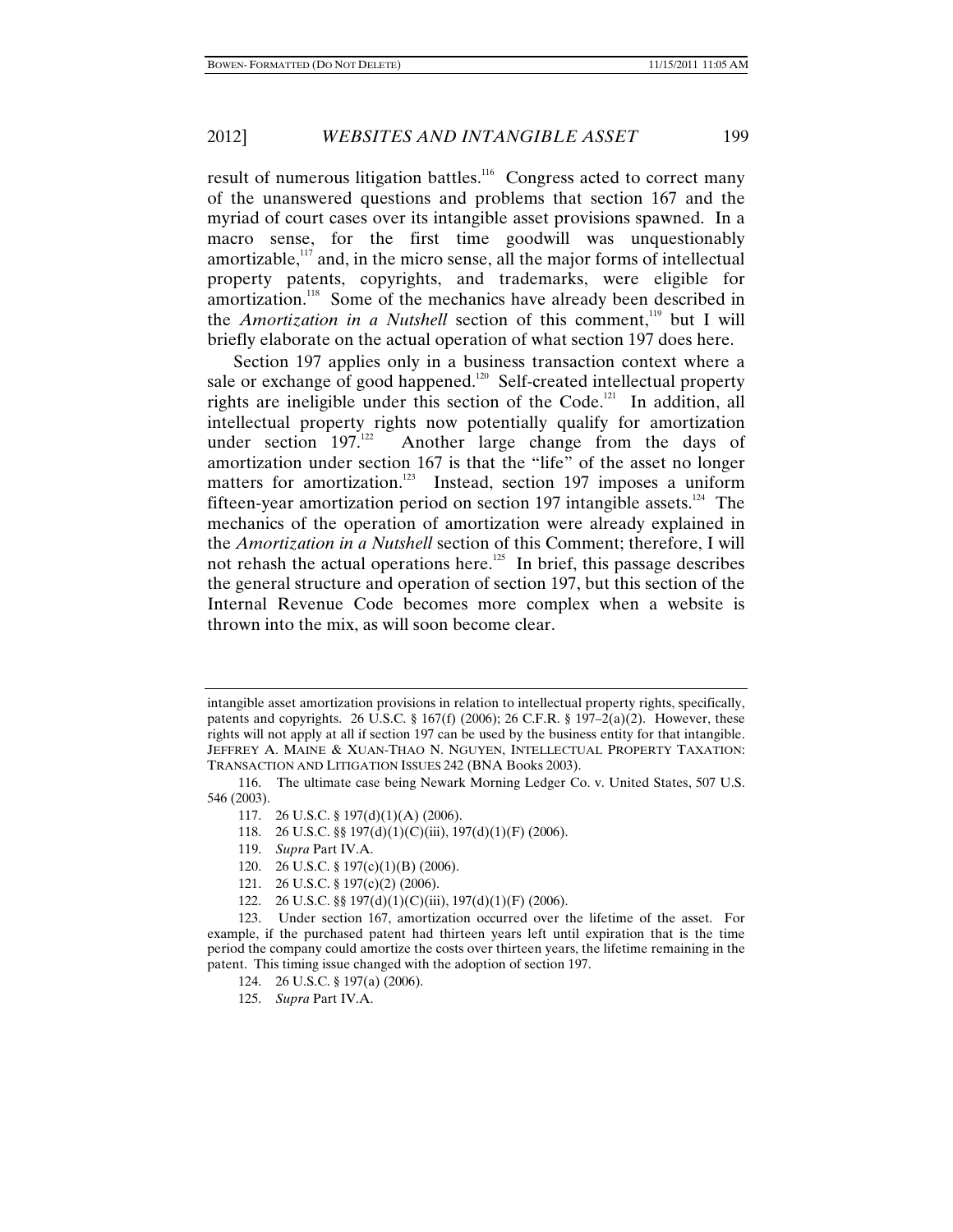result of numerous litigation battles.[116] Congress acted to correct many of the unanswered questions and problems that section 167 and the myriad of court cases over its intangible asset provisions spawned. In a macro sense, for the first time goodwill was unquestionably amortizable,[117] and, in the micro sense, all the major forms of intellectual property patents, copyrights, and trademarks, were eligible for amortization.[118] Some of the mechanics have already been described in the *Amortization in a Nutshell* section of this comment,[119] but I will briefly elaborate on the actual operation of what section 197 does here.

Section 197 applies only in a business transaction context where a sale or exchange of good happened.[120] Self-created intellectual property rights are ineligible under this section of the Code.[121] In addition, all intellectual property rights now potentially qualify for amortization under section 197.[122] Another large change from the days of amortization under section 167 is that the "life" of the asset no longer matters for amortization.[123] Instead, section 197 imposes a uniform fifteen-year amortization period on section 197 intangible assets.[124] The mechanics of the operation of amortization were already explained in the *Amortization in a Nutshell* section of this Comment; therefore, I will not rehash the actual operations here.[125] In brief, this passage describes the general structure and operation of section 197, but this section of the Internal Revenue Code becomes more complex when a website is thrown into the mix, as will soon become clear.

---

intangible asset amortization provisions in relation to intellectual property rights, specifically, patents and copyrights. 26 U.S.C. § 167(f) (2006); 26 C.F.R. § 197–2(a)(2). However, these rights will not apply at all if section 197 can be used by the business entity for that intangible. JEFFREY A. MAINE & XUAN-THAO N. NGUYEN, INTELLECTUAL PROPERTY TAXATION: TRANSACTION AND LITIGATION ISSUES 242 (BNA Books 2003).

116. The ultimate case being Newark Morning Ledger Co. v. United States, 507 U.S. 546 (2003).

117. 26 U.S.C. § 197(d)(1)(A) (2006).

118. 26 U.S.C. §§ 197(d)(1)(C)(iii), 197(d)(1)(F) (2006).

119. *Supra* Part IV.A.

120. 26 U.S.C. § 197(c)(1)(B) (2006).

121. 26 U.S.C. § 197(c)(2) (2006).

122. 26 U.S.C. §§ 197(d)(1)(C)(iii), 197(d)(1)(F) (2006).

123. Under section 167, amortization occurred over the lifetime of the asset. For example, if the purchased patent had thirteen years left until expiration that is the time period the company could amortize the costs over thirteen years, the lifetime remaining in the patent. This timing issue changed with the adoption of section 197.

124. 26 U.S.C. § 197(a) (2006).

125. *Supra* Part IV.A.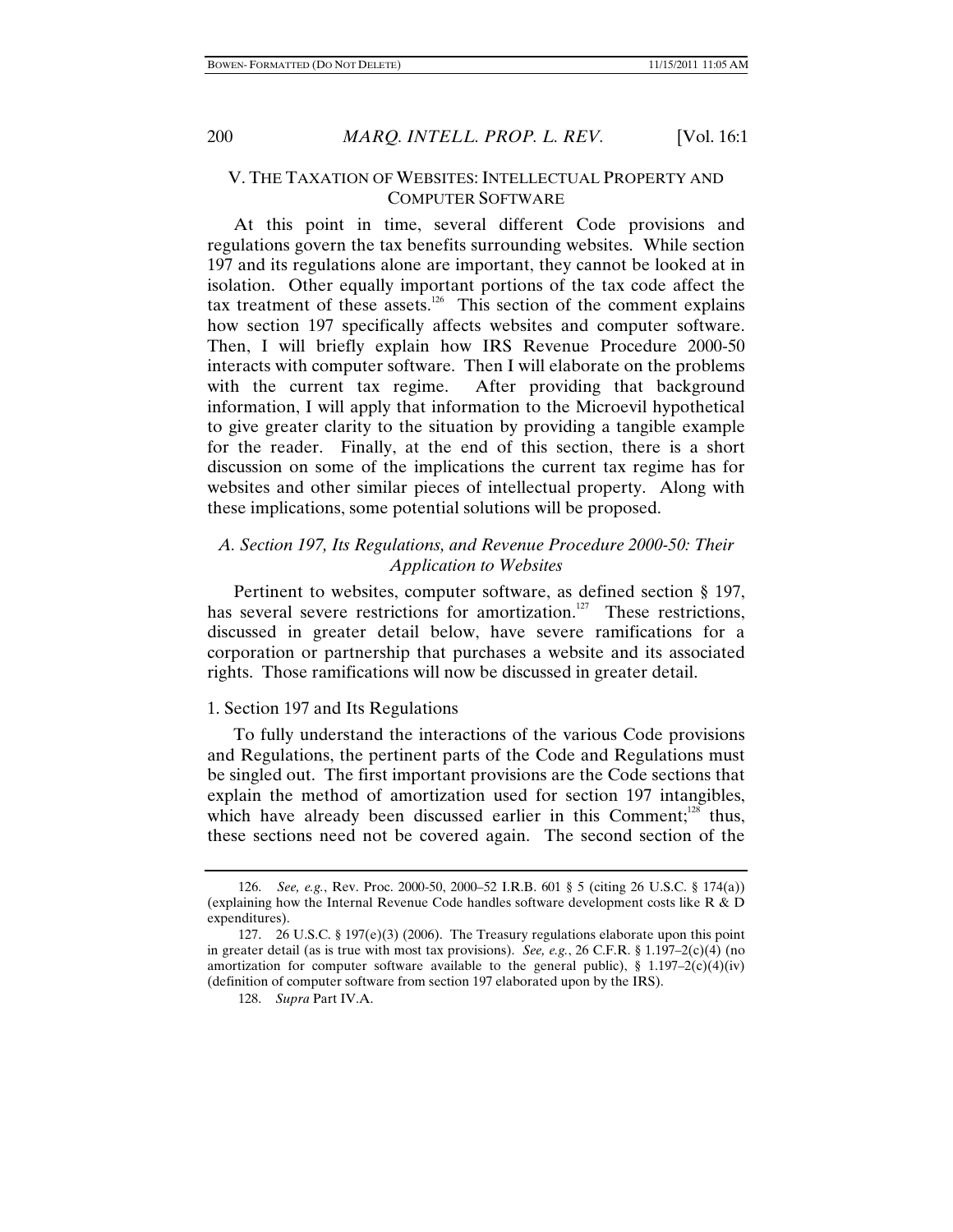## V. THE TAXATION OF WEBSITES: INTELLECTUAL PROPERTY AND COMPUTER SOFTWARE

At this point in time, several different Code provisions and regulations govern the tax benefits surrounding websites. While section 197 and its regulations alone are important, they cannot be looked at in isolation. Other equally important portions of the tax code affect the tax treatment of these assets.[126] This section of the comment explains how section 197 specifically affects websites and computer software. Then, I will briefly explain how IRS Revenue Procedure 2000-50 interacts with computer software. Then I will elaborate on the problems with the current tax regime. After providing that background information, I will apply that information to the Microevil hypothetical to give greater clarity to the situation by providing a tangible example for the reader. Finally, at the end of this section, there is a short discussion on some of the implications the current tax regime has for websites and other similar pieces of intellectual property. Along with these implications, some potential solutions will be proposed.

### *A. Section 197, Its Regulations, and Revenue Procedure 2000-50: Their Application to Websites*

Pertinent to websites, computer software, as defined section § 197, has several severe restrictions for amortization.[127] These restrictions, discussed in greater detail below, have severe ramifications for a corporation or partnership that purchases a website and its associated rights. Those ramifications will now be discussed in greater detail.

#### 1. Section 197 and Its Regulations

To fully understand the interactions of the various Code provisions and Regulations, the pertinent parts of the Code and Regulations must be singled out. The first important provisions are the Code sections that explain the method of amortization used for section 197 intangibles, which have already been discussed earlier in this Comment;[128] thus, these sections need not be covered again. The second section of the

---

126. *See, e.g.*, Rev. Proc. 2000-50, 2000–52 I.R.B. 601 § 5 (citing 26 U.S.C. § 174(a)) (explaining how the Internal Revenue Code handles software development costs like R & D expenditures).

127. 26 U.S.C. § 197(e)(3) (2006). The Treasury regulations elaborate upon this point in greater detail (as is true with most tax provisions). *See, e.g.*, 26 C.F.R. § 1.197–2(c)(4) (no amortization for computer software available to the general public), § 1.197–2(c)(4)(iv) (definition of computer software from section 197 elaborated upon by the IRS).

128. *Supra* Part IV.A.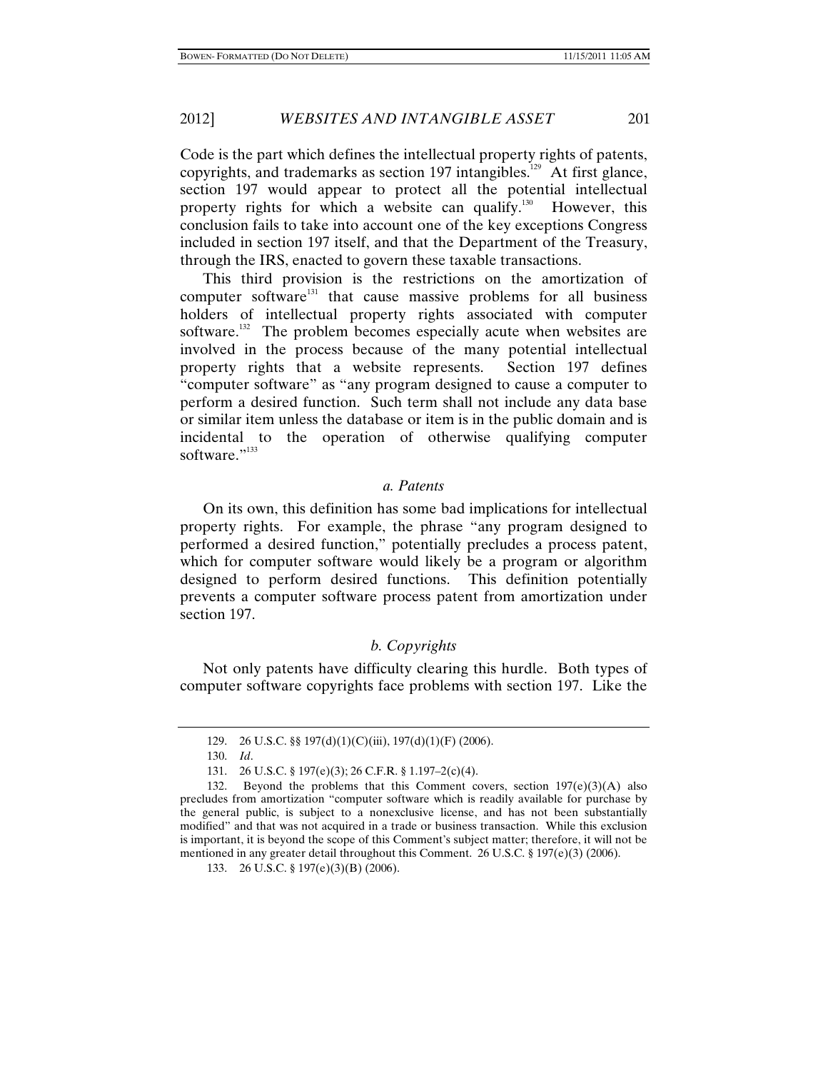Code is the part which defines the intellectual property rights of patents, copyrights, and trademarks as section 197 intangibles.[129] At first glance, section 197 would appear to protect all the potential intellectual property rights for which a website can qualify.[130] However, this conclusion fails to take into account one of the key exceptions Congress included in section 197 itself, and that the Department of the Treasury, through the IRS, enacted to govern these taxable transactions.

This third provision is the restrictions on the amortization of computer software[131] that cause massive problems for all business holders of intellectual property rights associated with computer software.[132] The problem becomes especially acute when websites are involved in the process because of the many potential intellectual property rights that a website represents. Section 197 defines "computer software" as "any program designed to cause a computer to perform a desired function. Such term shall not include any data base or similar item unless the database or item is in the public domain and is incidental to the operation of otherwise qualifying computer software."[133]

### *a. Patents*

On its own, this definition has some bad implications for intellectual property rights. For example, the phrase "any program designed to performed a desired function," potentially precludes a process patent, which for computer software would likely be a program or algorithm designed to perform desired functions. This definition potentially prevents a computer software process patent from amortization under section 197.

### *b. Copyrights*

Not only patents have difficulty clearing this hurdle. Both types of computer software copyrights face problems with section 197. Like the

---

129. 26 U.S.C. §§ 197(d)(1)(C)(iii), 197(d)(1)(F) (2006).

130. *Id*.

131. 26 U.S.C. § 197(e)(3); 26 C.F.R. § 1.197–2(c)(4).

132. Beyond the problems that this Comment covers, section 197(e)(3)(A) also precludes from amortization "computer software which is readily available for purchase by the general public, is subject to a nonexclusive license, and has not been substantially modified" and that was not acquired in a trade or business transaction. While this exclusion is important, it is beyond the scope of this Comment's subject matter; therefore, it will not be mentioned in any greater detail throughout this Comment. 26 U.S.C. § 197(e)(3) (2006).

133. 26 U.S.C. § 197(e)(3)(B) (2006).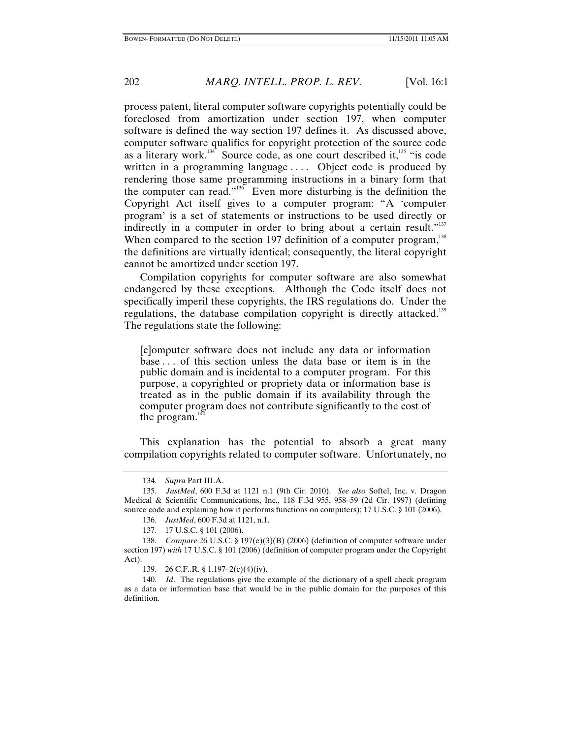process patent, literal computer software copyrights potentially could be foreclosed from amortization under section 197, when computer software is defined the way section 197 defines it. As discussed above, computer software qualifies for copyright protection of the source code as a literary work.[134] Source code, as one court described it,[135] "is code written in a programming language . . . . Object code is produced by rendering those same programming instructions in a binary form that the computer can read."[136] Even more disturbing is the definition the Copyright Act itself gives to a computer program: "A 'computer program' is a set of statements or instructions to be used directly or indirectly in a computer in order to bring about a certain result."[137] When compared to the section 197 definition of a computer program,[138] the definitions are virtually identical; consequently, the literal copyright cannot be amortized under section 197.

Compilation copyrights for computer software are also somewhat endangered by these exceptions. Although the Code itself does not specifically imperil these copyrights, the IRS regulations do. Under the regulations, the database compilation copyright is directly attacked.[139] The regulations state the following:

> [c]omputer software does not include any data or information base . . . of this section unless the data base or item is in the public domain and is incidental to a computer program. For this purpose, a copyrighted or propriety data or information base is treated as in the public domain if its availability through the computer program does not contribute significantly to the cost of the program.[140]

This explanation has the potential to absorb a great many compilation copyrights related to computer software. Unfortunately, no

---

134. *Supra* Part III.A.

135. *JustMed*, 600 F.3d at 1121 n.1 (9th Cir. 2010). *See also* Softel, Inc. v. Dragon Medical & Scientific Communications, Inc., 118 F.3d 955, 958–59 (2d Cir. 1997) (defining source code and explaining how it performs functions on computers); 17 U.S.C. § 101 (2006).

136. *JustMed*, 600 F.3d at 1121, n.1.

137. 17 U.S.C. § 101 (2006).

138. *Compare* 26 U.S.C. § 197(e)(3)(B) (2006) (definition of computer software under section 197) *with* 17 U.S.C. § 101 (2006) (definition of computer program under the Copyright Act).

139. 26 C.F..R. § 1.197–2(c)(4)(iv).

140. *Id*. The regulations give the example of the dictionary of a spell check program as a data or information base that would be in the public domain for the purposes of this definition.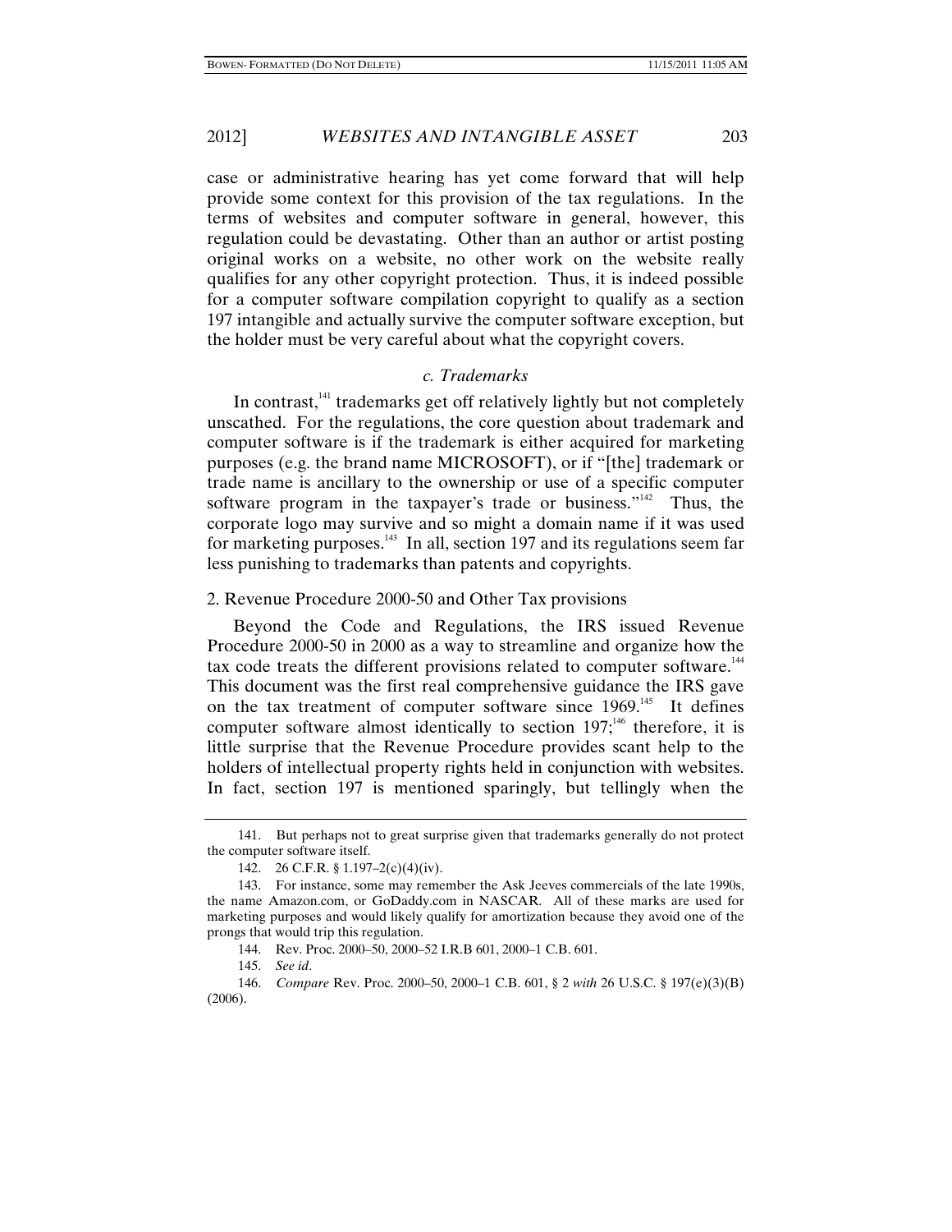case or administrative hearing has yet come forward that will help provide some context for this provision of the tax regulations. In the terms of websites and computer software in general, however, this regulation could be devastating. Other than an author or artist posting original works on a website, no other work on the website really qualifies for any other copyright protection. Thus, it is indeed possible for a computer software compilation copyright to qualify as a section 197 intangible and actually survive the computer software exception, but the holder must be very careful about what the copyright covers.

### *c. Trademarks*

In contrast,[141] trademarks get off relatively lightly but not completely unscathed. For the regulations, the core question about trademark and computer software is if the trademark is either acquired for marketing purposes (e.g. the brand name MICROSOFT), or if "[the] trademark or trade name is ancillary to the ownership or use of a specific computer software program in the taxpayer's trade or business."[142] Thus, the corporate logo may survive and so might a domain name if it was used for marketing purposes.[143] In all, section 197 and its regulations seem far less punishing to trademarks than patents and copyrights.

### 2. Revenue Procedure 2000-50 and Other Tax provisions

Beyond the Code and Regulations, the IRS issued Revenue Procedure 2000-50 in 2000 as a way to streamline and organize how the tax code treats the different provisions related to computer software.[144] This document was the first real comprehensive guidance the IRS gave on the tax treatment of computer software since 1969.[145] It defines computer software almost identically to section 197;[146] therefore, it is little surprise that the Revenue Procedure provides scant help to the holders of intellectual property rights held in conjunction with websites. In fact, section 197 is mentioned sparingly, but tellingly when the

---

141. But perhaps not to great surprise given that trademarks generally do not protect the computer software itself.

142. 26 C.F.R. § 1.197–2(c)(4)(iv).

143. For instance, some may remember the Ask Jeeves commercials of the late 1990s, the name Amazon.com, or GoDaddy.com in NASCAR. All of these marks are used for marketing purposes and would likely qualify for amortization because they avoid one of the prongs that would trip this regulation.

144. Rev. Proc. 2000–50, 2000–52 I.R.B 601, 2000–1 C.B. 601.

145. *See id*.

146. *Compare* Rev. Proc. 2000–50, 2000–1 C.B. 601, § 2 *with* 26 U.S.C. § 197(e)(3)(B) (2006).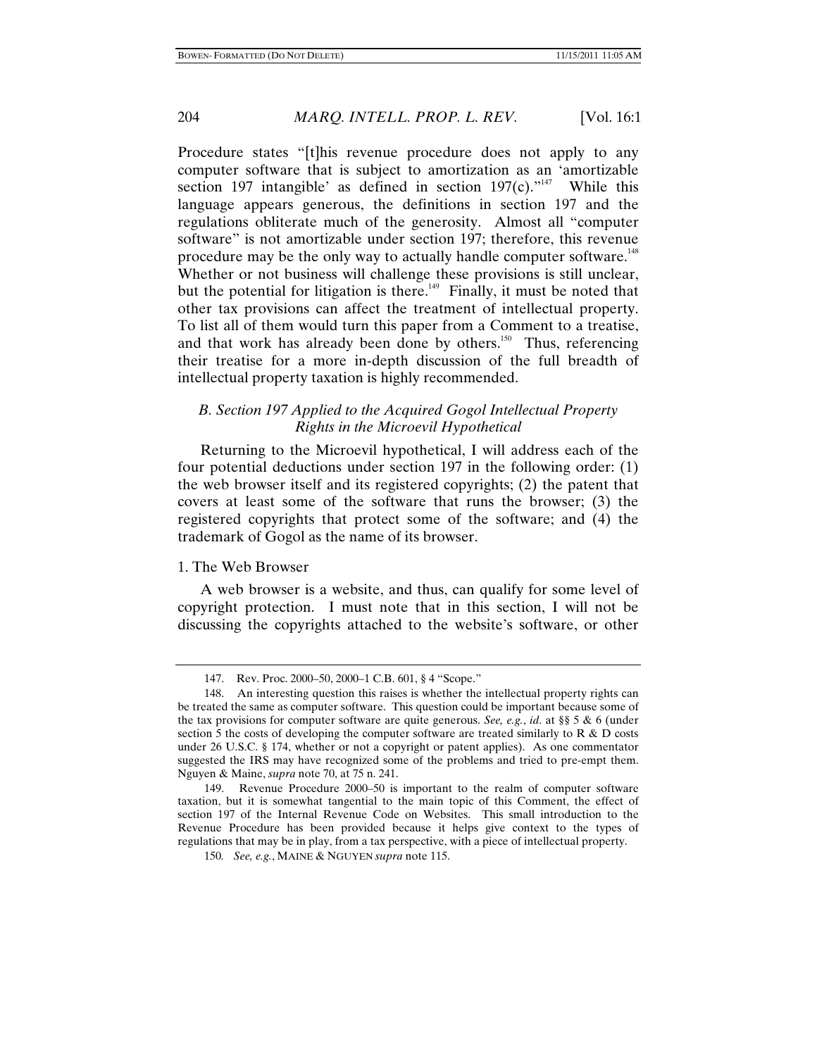Procedure states "[t]his revenue procedure does not apply to any computer software that is subject to amortization as an 'amortizable section 197 intangible' as defined in section 197(c)."[147] While this language appears generous, the definitions in section 197 and the regulations obliterate much of the generosity. Almost all "computer software" is not amortizable under section 197; therefore, this revenue procedure may be the only way to actually handle computer software.[148] Whether or not business will challenge these provisions is still unclear, but the potential for litigation is there.[149] Finally, it must be noted that other tax provisions can affect the treatment of intellectual property. To list all of them would turn this paper from a Comment to a treatise, and that work has already been done by others.[150] Thus, referencing their treatise for a more in-depth discussion of the full breadth of intellectual property taxation is highly recommended.

### *B. Section 197 Applied to the Acquired Gogol Intellectual Property Rights in the Microevil Hypothetical*

Returning to the Microevil hypothetical, I will address each of the four potential deductions under section 197 in the following order: (1) the web browser itself and its registered copyrights; (2) the patent that covers at least some of the software that runs the browser; (3) the registered copyrights that protect some of the software; and (4) the trademark of Gogol as the name of its browser.

#### 1. The Web Browser

A web browser is a website, and thus, can qualify for some level of copyright protection. I must note that in this section, I will not be discussing the copyrights attached to the website's software, or other

---

147. Rev. Proc. 2000–50, 2000–1 C.B. 601, § 4 "Scope."

148. An interesting question this raises is whether the intellectual property rights can be treated the same as computer software. This question could be important because some of the tax provisions for computer software are quite generous. *See, e.g.*, *id.* at §§ 5 & 6 (under section 5 the costs of developing the computer software are treated similarly to R & D costs under 26 U.S.C. § 174, whether or not a copyright or patent applies). As one commentator suggested the IRS may have recognized some of the problems and tried to pre-empt them. Nguyen & Maine, *supra* note 70, at 75 n. 241.

149. Revenue Procedure 2000–50 is important to the realm of computer software taxation, but it is somewhat tangential to the main topic of this Comment, the effect of section 197 of the Internal Revenue Code on Websites. This small introduction to the Revenue Procedure has been provided because it helps give context to the types of regulations that may be in play, from a tax perspective, with a piece of intellectual property.

150. *See, e.g.*, MAINE & NGUYEN *supra* note 115.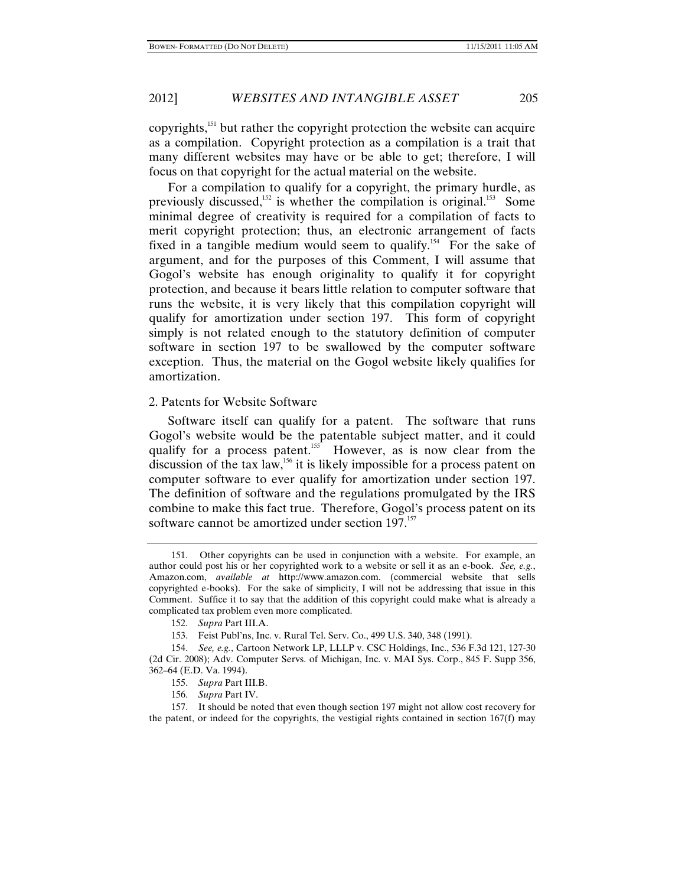copyrights,[151] but rather the copyright protection the website can acquire as a compilation. Copyright protection as a compilation is a trait that many different websites may have or be able to get; therefore, I will focus on that copyright for the actual material on the website.

For a compilation to qualify for a copyright, the primary hurdle, as previously discussed,[152] is whether the compilation is original.[153] Some minimal degree of creativity is required for a compilation of facts to merit copyright protection; thus, an electronic arrangement of facts fixed in a tangible medium would seem to qualify.[154] For the sake of argument, and for the purposes of this Comment, I will assume that Gogol's website has enough originality to qualify it for copyright protection, and because it bears little relation to computer software that runs the website, it is very likely that this compilation copyright will qualify for amortization under section 197. This form of copyright simply is not related enough to the statutory definition of computer software in section 197 to be swallowed by the computer software exception. Thus, the material on the Gogol website likely qualifies for amortization.

### 2. Patents for Website Software

Software itself can qualify for a patent. The software that runs Gogol's website would be the patentable subject matter, and it could qualify for a process patent.[155] However, as is now clear from the discussion of the tax law,[156] it is likely impossible for a process patent on computer software to ever qualify for amortization under section 197. The definition of software and the regulations promulgated by the IRS combine to make this fact true. Therefore, Gogol's process patent on its software cannot be amortized under section 197.[157]

---

151. Other copyrights can be used in conjunction with a website. For example, an author could post his or her copyrighted work to a website or sell it as an e-book. *See, e.g.*, Amazon.com, *available at* http://www.amazon.com. (commercial website that sells copyrighted e-books). For the sake of simplicity, I will not be addressing that issue in this Comment. Suffice it to say that the addition of this copyright could make what is already a complicated tax problem even more complicated.

152. *Supra* Part III.A.

153. Feist Publ'ns, Inc. v. Rural Tel. Serv. Co., 499 U.S. 340, 348 (1991).

154. *See, e.g.*, Cartoon Network LP, LLLP v. CSC Holdings, Inc., 536 F.3d 121, 127-30 (2d Cir. 2008); Adv. Computer Servs. of Michigan, Inc. v. MAI Sys. Corp., 845 F. Supp 356, 362–64 (E.D. Va. 1994).

155. *Supra* Part III.B.

156. *Supra* Part IV.

157. It should be noted that even though section 197 might not allow cost recovery for the patent, or indeed for the copyrights, the vestigial rights contained in section 167(f) may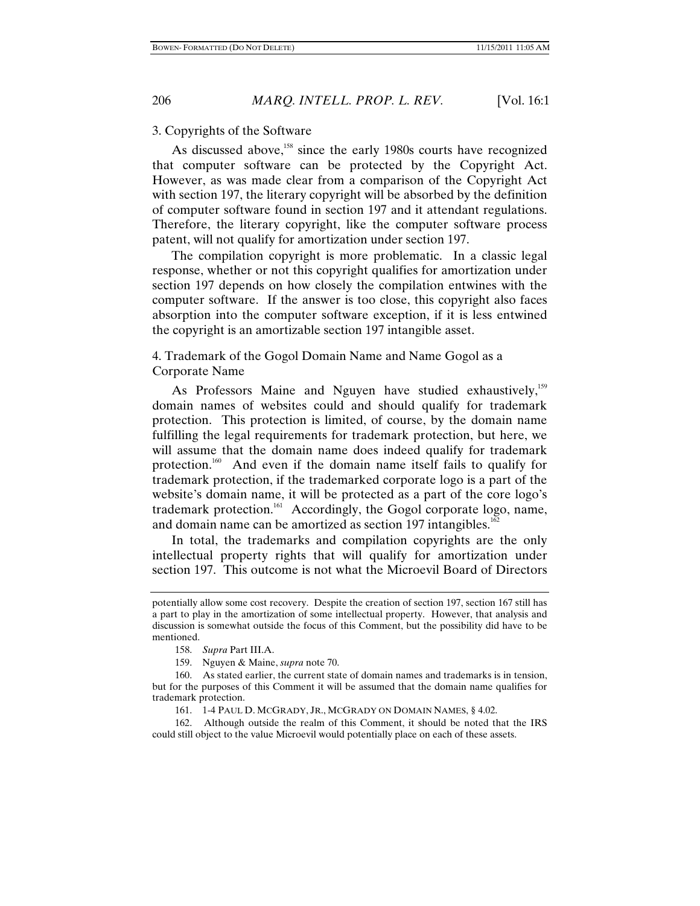### 3. Copyrights of the Software

As discussed above,[158] since the early 1980s courts have recognized that computer software can be protected by the Copyright Act. However, as was made clear from a comparison of the Copyright Act with section 197, the literary copyright will be absorbed by the definition of computer software found in section 197 and it attendant regulations. Therefore, the literary copyright, like the computer software process patent, will not qualify for amortization under section 197.

The compilation copyright is more problematic. In a classic legal response, whether or not this copyright qualifies for amortization under section 197 depends on how closely the compilation entwines with the computer software. If the answer is too close, this copyright also faces absorption into the computer software exception, if it is less entwined the copyright is an amortizable section 197 intangible asset.

### 4. Trademark of the Gogol Domain Name and Name Gogol as a Corporate Name

As Professors Maine and Nguyen have studied exhaustively,[159] domain names of websites could and should qualify for trademark protection. This protection is limited, of course, by the domain name fulfilling the legal requirements for trademark protection, but here, we will assume that the domain name does indeed qualify for trademark protection.[160] And even if the domain name itself fails to qualify for trademark protection, if the trademarked corporate logo is a part of the website's domain name, it will be protected as a part of the core logo's trademark protection.[161] Accordingly, the Gogol corporate logo, name, and domain name can be amortized as section 197 intangibles.[162]

In total, the trademarks and compilation copyrights are the only intellectual property rights that will qualify for amortization under section 197. This outcome is not what the Microevil Board of Directors

---

potentially allow some cost recovery. Despite the creation of section 197, section 167 still has a part to play in the amortization of some intellectual property. However, that analysis and discussion is somewhat outside the focus of this Comment, but the possibility did have to be mentioned.

158. *Supra* Part III.A.

159. Nguyen & Maine, *supra* note 70.

160. As stated earlier, the current state of domain names and trademarks is in tension, but for the purposes of this Comment it will be assumed that the domain name qualifies for trademark protection.

161. 1-4 PAUL D. MCGRADY, JR., MCGRADY ON DOMAIN NAMES, § 4.02.

162. Although outside the realm of this Comment, it should be noted that the IRS could still object to the value Microevil would potentially place on each of these assets.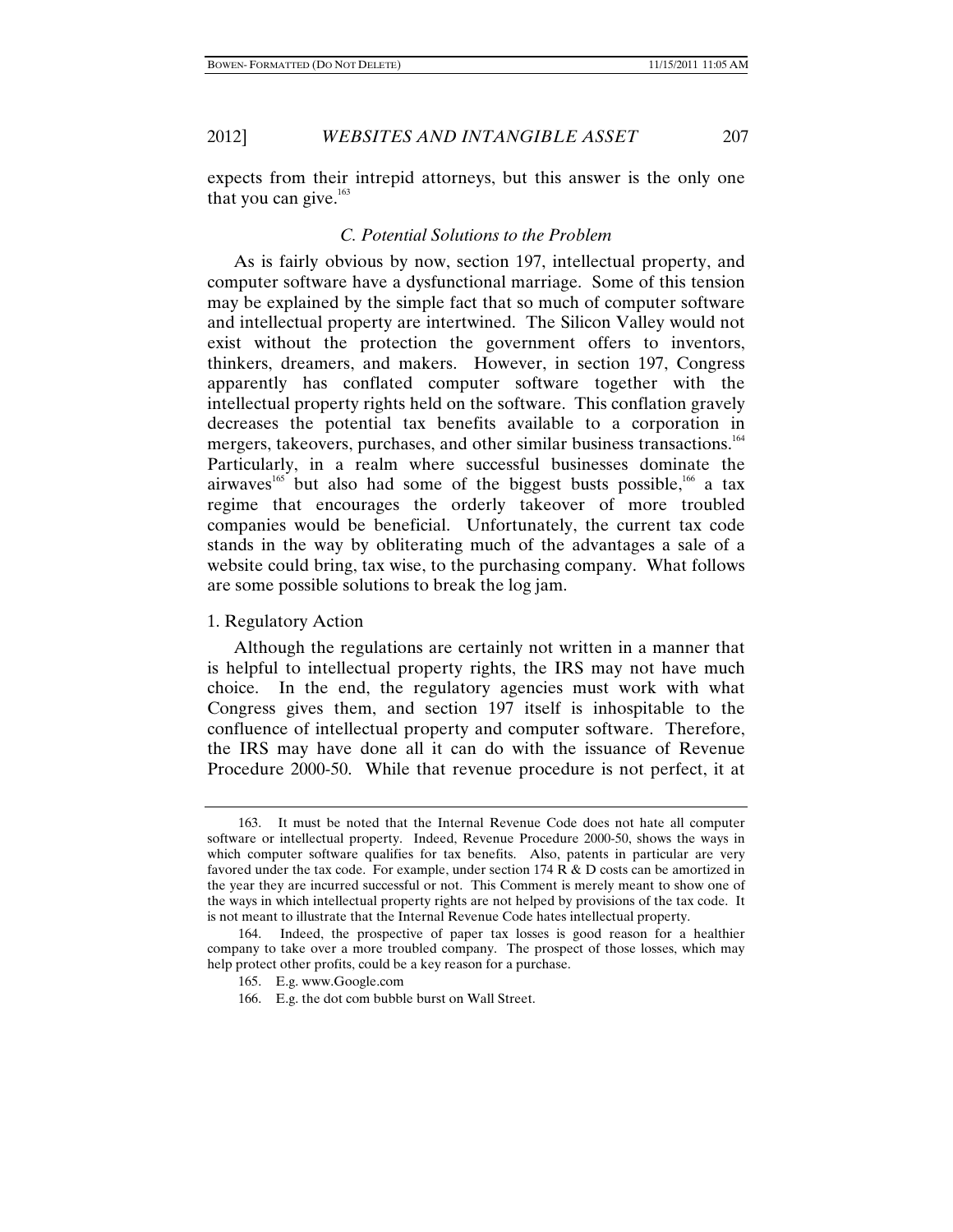expects from their intrepid attorneys, but this answer is the only one that you can give.[163]

### *C. Potential Solutions to the Problem*

As is fairly obvious by now, section 197, intellectual property, and computer software have a dysfunctional marriage. Some of this tension may be explained by the simple fact that so much of computer software and intellectual property are intertwined. The Silicon Valley would not exist without the protection the government offers to inventors, thinkers, dreamers, and makers. However, in section 197, Congress apparently has conflated computer software together with the intellectual property rights held on the software. This conflation gravely decreases the potential tax benefits available to a corporation in mergers, takeovers, purchases, and other similar business transactions.[164] Particularly, in a realm where successful businesses dominate the airwaves[165] but also had some of the biggest busts possible,[166] a tax regime that encourages the orderly takeover of more troubled companies would be beneficial. Unfortunately, the current tax code stands in the way by obliterating much of the advantages a sale of a website could bring, tax wise, to the purchasing company. What follows are some possible solutions to break the log jam.

#### 1. Regulatory Action

Although the regulations are certainly not written in a manner that is helpful to intellectual property rights, the IRS may not have much choice. In the end, the regulatory agencies must work with what Congress gives them, and section 197 itself is inhospitable to the confluence of intellectual property and computer software. Therefore, the IRS may have done all it can do with the issuance of Revenue Procedure 2000-50. While that revenue procedure is not perfect, it at

---

163. It must be noted that the Internal Revenue Code does not hate all computer software or intellectual property. Indeed, Revenue Procedure 2000-50, shows the ways in which computer software qualifies for tax benefits. Also, patents in particular are very favored under the tax code. For example, under section 174 R & D costs can be amortized in the year they are incurred successful or not. This Comment is merely meant to show one of the ways in which intellectual property rights are not helped by provisions of the tax code. It is not meant to illustrate that the Internal Revenue Code hates intellectual property.

164. Indeed, the prospective of paper tax losses is good reason for a healthier company to take over a more troubled company. The prospect of those losses, which may help protect other profits, could be a key reason for a purchase.

165. E.g. www.Google.com

166. E.g. the dot com bubble burst on Wall Street.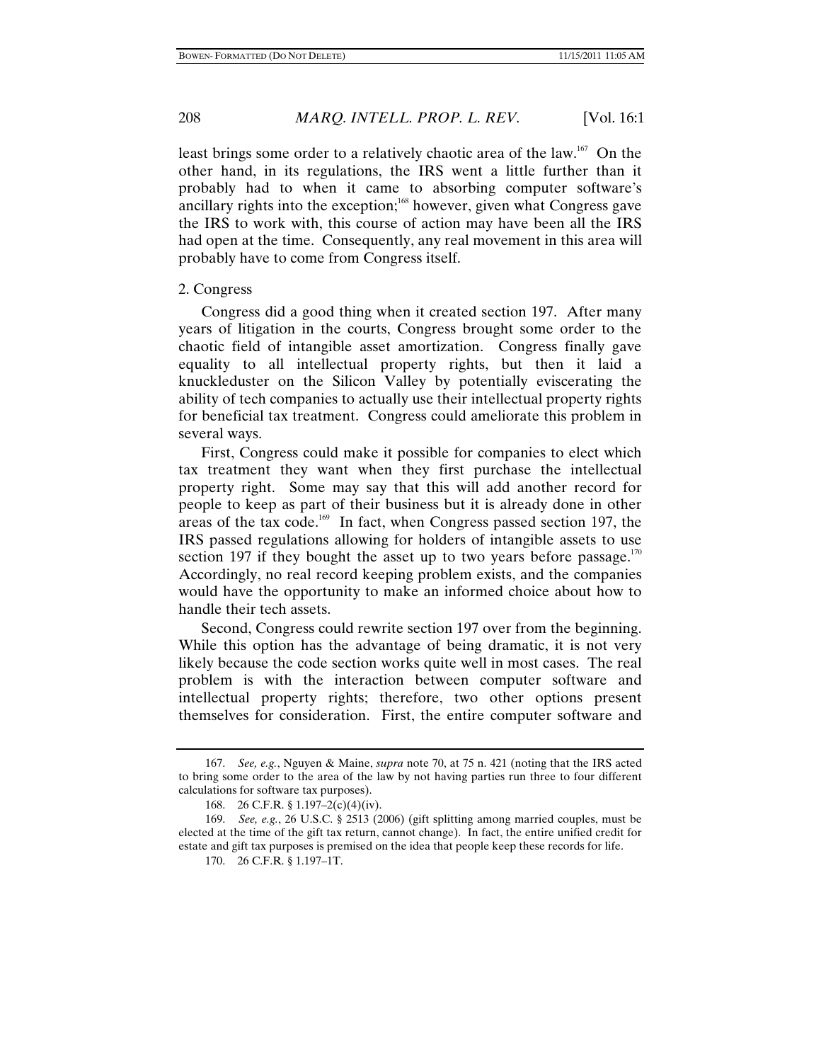least brings some order to a relatively chaotic area of the law.[167] On the other hand, in its regulations, the IRS went a little further than it probably had to when it came to absorbing computer software's ancillary rights into the exception;[168] however, given what Congress gave the IRS to work with, this course of action may have been all the IRS had open at the time. Consequently, any real movement in this area will probably have to come from Congress itself.

2. Congress

Congress did a good thing when it created section 197. After many years of litigation in the courts, Congress brought some order to the chaotic field of intangible asset amortization. Congress finally gave equality to all intellectual property rights, but then it laid a knuckleduster on the Silicon Valley by potentially eviscerating the ability of tech companies to actually use their intellectual property rights for beneficial tax treatment. Congress could ameliorate this problem in several ways.

First, Congress could make it possible for companies to elect which tax treatment they want when they first purchase the intellectual property right. Some may say that this will add another record for people to keep as part of their business but it is already done in other areas of the tax code.[169] In fact, when Congress passed section 197, the IRS passed regulations allowing for holders of intangible assets to use section 197 if they bought the asset up to two years before passage.[170] Accordingly, no real record keeping problem exists, and the companies would have the opportunity to make an informed choice about how to handle their tech assets.

Second, Congress could rewrite section 197 over from the beginning. While this option has the advantage of being dramatic, it is not very likely because the code section works quite well in most cases. The real problem is with the interaction between computer software and intellectual property rights; therefore, two other options present themselves for consideration. First, the entire computer software and

---

167. *See, e.g.*, Nguyen & Maine, *supra* note 70, at 75 n. 421 (noting that the IRS acted to bring some order to the area of the law by not having parties run three to four different calculations for software tax purposes).

168. 26 C.F.R. § 1.197–2(c)(4)(iv).

169. *See, e.g.*, 26 U.S.C. § 2513 (2006) (gift splitting among married couples, must be elected at the time of the gift tax return, cannot change). In fact, the entire unified credit for estate and gift tax purposes is premised on the idea that people keep these records for life.

170. 26 C.F.R. § 1.197–1T.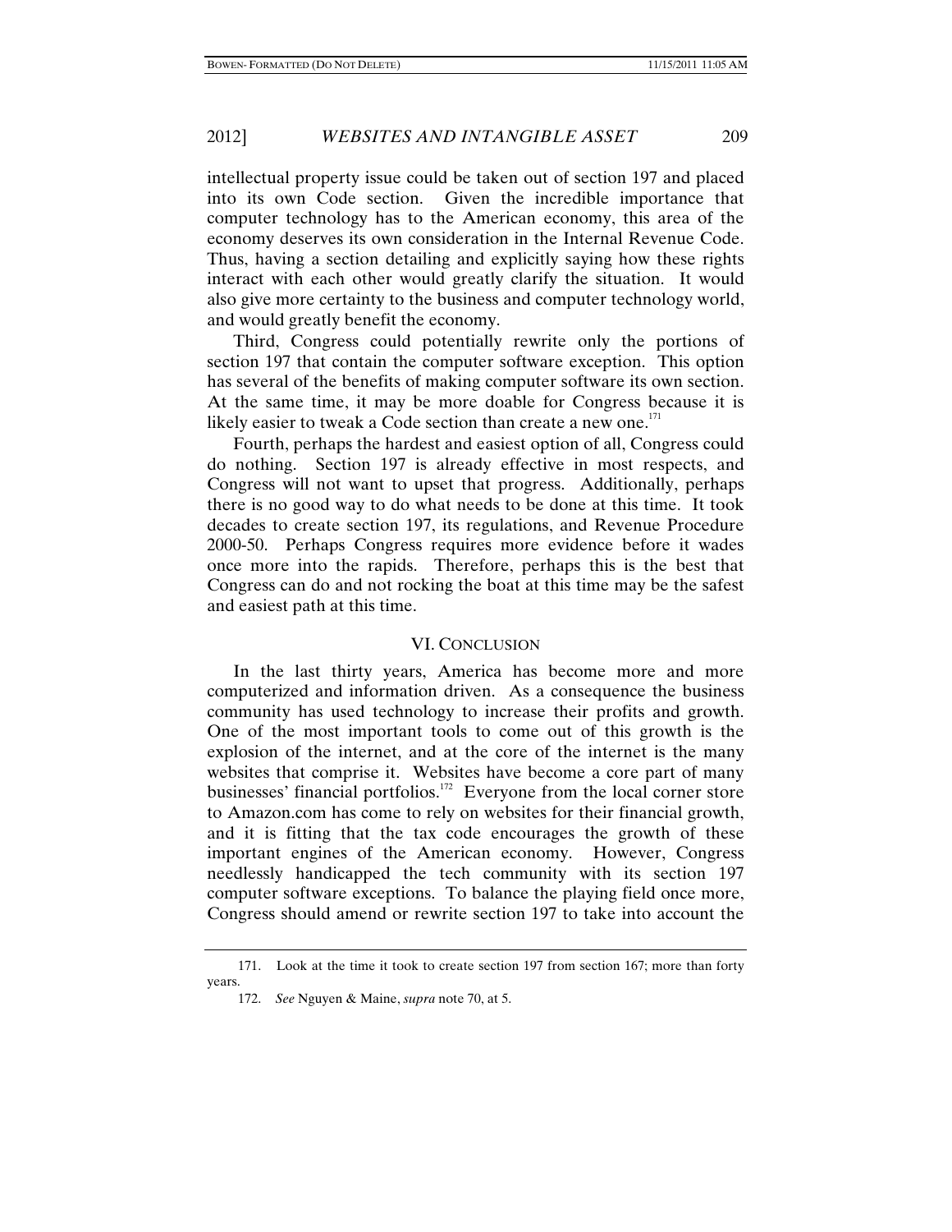intellectual property issue could be taken out of section 197 and placed into its own Code section. Given the incredible importance that computer technology has to the American economy, this area of the economy deserves its own consideration in the Internal Revenue Code. Thus, having a section detailing and explicitly saying how these rights interact with each other would greatly clarify the situation. It would also give more certainty to the business and computer technology world, and would greatly benefit the economy.

Third, Congress could potentially rewrite only the portions of section 197 that contain the computer software exception. This option has several of the benefits of making computer software its own section. At the same time, it may be more doable for Congress because it is likely easier to tweak a Code section than create a new one.[171]

Fourth, perhaps the hardest and easiest option of all, Congress could do nothing. Section 197 is already effective in most respects, and Congress will not want to upset that progress. Additionally, perhaps there is no good way to do what needs to be done at this time. It took decades to create section 197, its regulations, and Revenue Procedure 2000-50. Perhaps Congress requires more evidence before it wades once more into the rapids. Therefore, perhaps this is the best that Congress can do and not rocking the boat at this time may be the safest and easiest path at this time.

## VI. CONCLUSION

In the last thirty years, America has become more and more computerized and information driven. As a consequence the business community has used technology to increase their profits and growth. One of the most important tools to come out of this growth is the explosion of the internet, and at the core of the internet is the many websites that comprise it. Websites have become a core part of many businesses' financial portfolios.[172] Everyone from the local corner store to Amazon.com has come to rely on websites for their financial growth, and it is fitting that the tax code encourages the growth of these important engines of the American economy. However, Congress needlessly handicapped the tech community with its section 197 computer software exceptions. To balance the playing field once more, Congress should amend or rewrite section 197 to take into account the

171. Look at the time it took to create section 197 from section 167; more than forty years.

172. *See* Nguyen & Maine, *supra* note 70, at 5.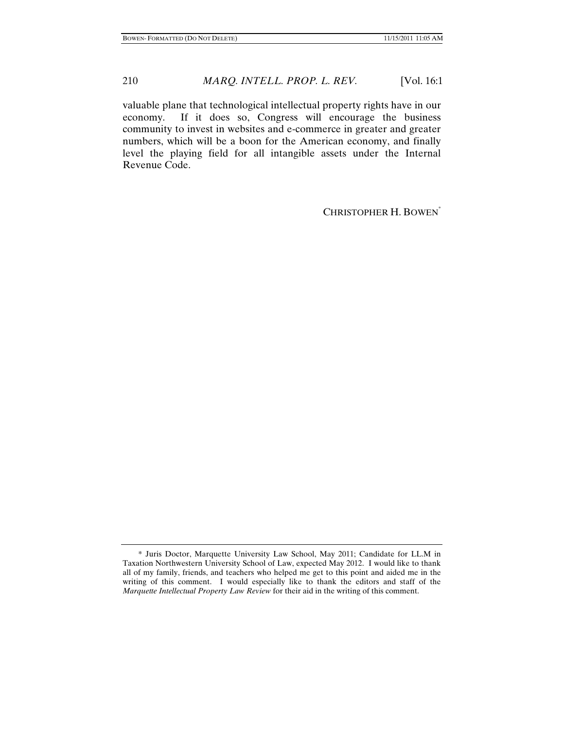valuable plane that technological intellectual property rights have in our economy. If it does so, Congress will encourage the business community to invest in websites and e-commerce in greater and greater numbers, which will be a boon for the American economy, and finally level the playing field for all intangible assets under the Internal Revenue Code.

CHRISTOPHER H. BOWEN[*]

---

\* Juris Doctor, Marquette University Law School, May 2011; Candidate for LL.M in Taxation Northwestern University School of Law, expected May 2012. I would like to thank all of my family, friends, and teachers who helped me get to this point and aided me in the writing of this comment. I would especially like to thank the editors and staff of the *Marquette Intellectual Property Law Review* for their aid in the writing of this comment.